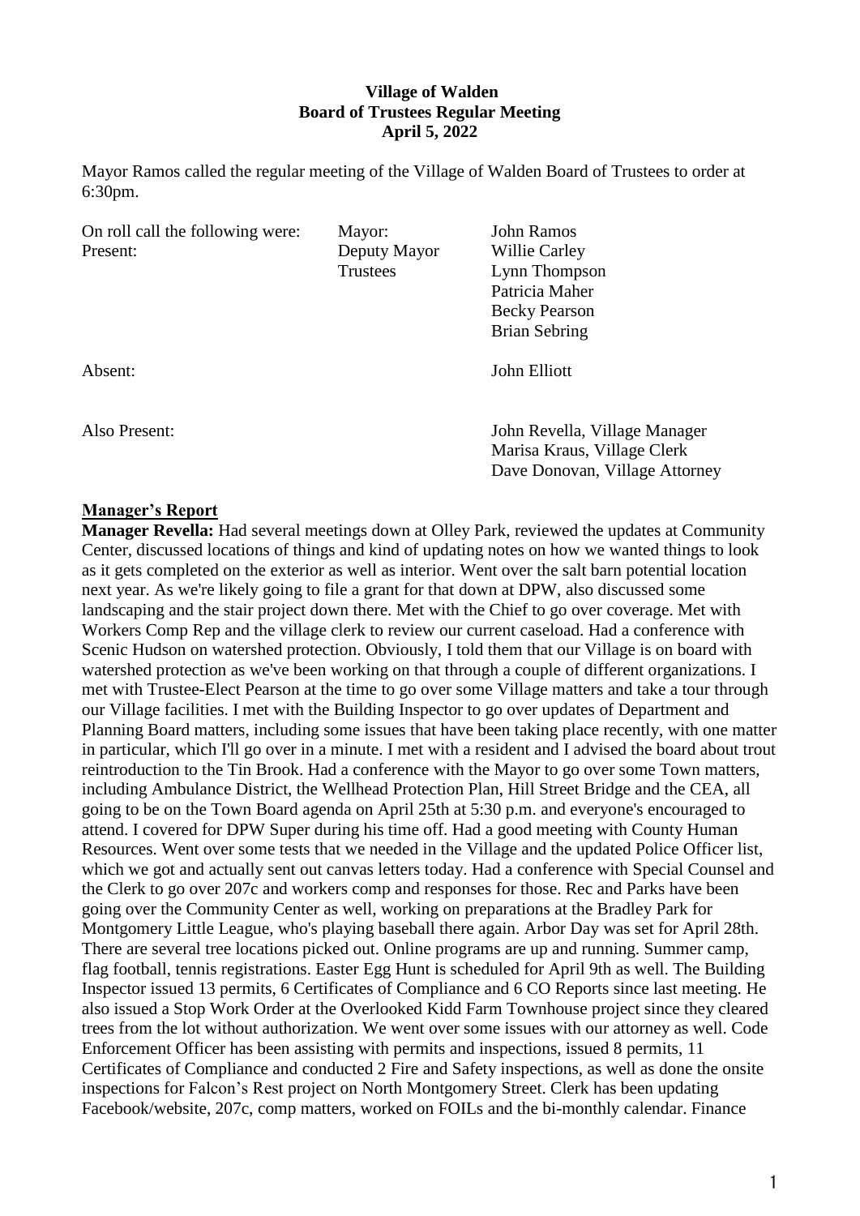**Village of Walden**
**Board of Trustees Regular Meeting**
**April 5, 2022**

Mayor Ramos called the regular meeting of the Village of Walden Board of Trustees to order at 6:30pm.

| On roll call the following were: | Mayor: | John Ramos |
|---|---|---|
| Present: | Deputy Mayor | Willie Carley |
| | Trustees | Lynn Thompson |
| | | Patricia Maher |
| | | Becky Pearson |
| | | Brian Sebring |
| Absent: | | John Elliott |
| Also Present: | | John Revella, Village Manager |
| | | Marisa Kraus, Village Clerk |
| | | Dave Donovan, Village Attorney |

## Manager's Report

**Manager Revella:** Had several meetings down at Olley Park, reviewed the updates at Community Center, discussed locations of things and kind of updating notes on how we wanted things to look as it gets completed on the exterior as well as interior. Went over the salt barn potential location next year. As we're likely going to file a grant for that down at DPW, also discussed some landscaping and the stair project down there. Met with the Chief to go over coverage. Met with Workers Comp Rep and the village clerk to review our current caseload. Had a conference with Scenic Hudson on watershed protection. Obviously, I told them that our Village is on board with watershed protection as we've been working on that through a couple of different organizations. I met with Trustee-Elect Pearson at the time to go over some Village matters and take a tour through our Village facilities. I met with the Building Inspector to go over updates of Department and Planning Board matters, including some issues that have been taking place recently, with one matter in particular, which I'll go over in a minute. I met with a resident and I advised the board about trout reintroduction to the Tin Brook. Had a conference with the Mayor to go over some Town matters, including Ambulance District, the Wellhead Protection Plan, Hill Street Bridge and the CEA, all going to be on the Town Board agenda on April 25th at 5:30 p.m. and everyone's encouraged to attend. I covered for DPW Super during his time off. Had a good meeting with County Human Resources. Went over some tests that we needed in the Village and the updated Police Officer list, which we got and actually sent out canvas letters today. Had a conference with Special Counsel and the Clerk to go over 207c and workers comp and responses for those. Rec and Parks have been going over the Community Center as well, working on preparations at the Bradley Park for Montgomery Little League, who's playing baseball there again. Arbor Day was set for April 28th. There are several tree locations picked out. Online programs are up and running. Summer camp, flag football, tennis registrations. Easter Egg Hunt is scheduled for April 9th as well. The Building Inspector issued 13 permits, 6 Certificates of Compliance and 6 CO Reports since last meeting. He also issued a Stop Work Order at the Overlooked Kidd Farm Townhouse project since they cleared trees from the lot without authorization. We went over some issues with our attorney as well. Code Enforcement Officer has been assisting with permits and inspections, issued 8 permits, 11 Certificates of Compliance and conducted 2 Fire and Safety inspections, as well as done the onsite inspections for Falcon's Rest project on North Montgomery Street. Clerk has been updating Facebook/website, 207c, comp matters, worked on FOILs and the bi-monthly calendar. Finance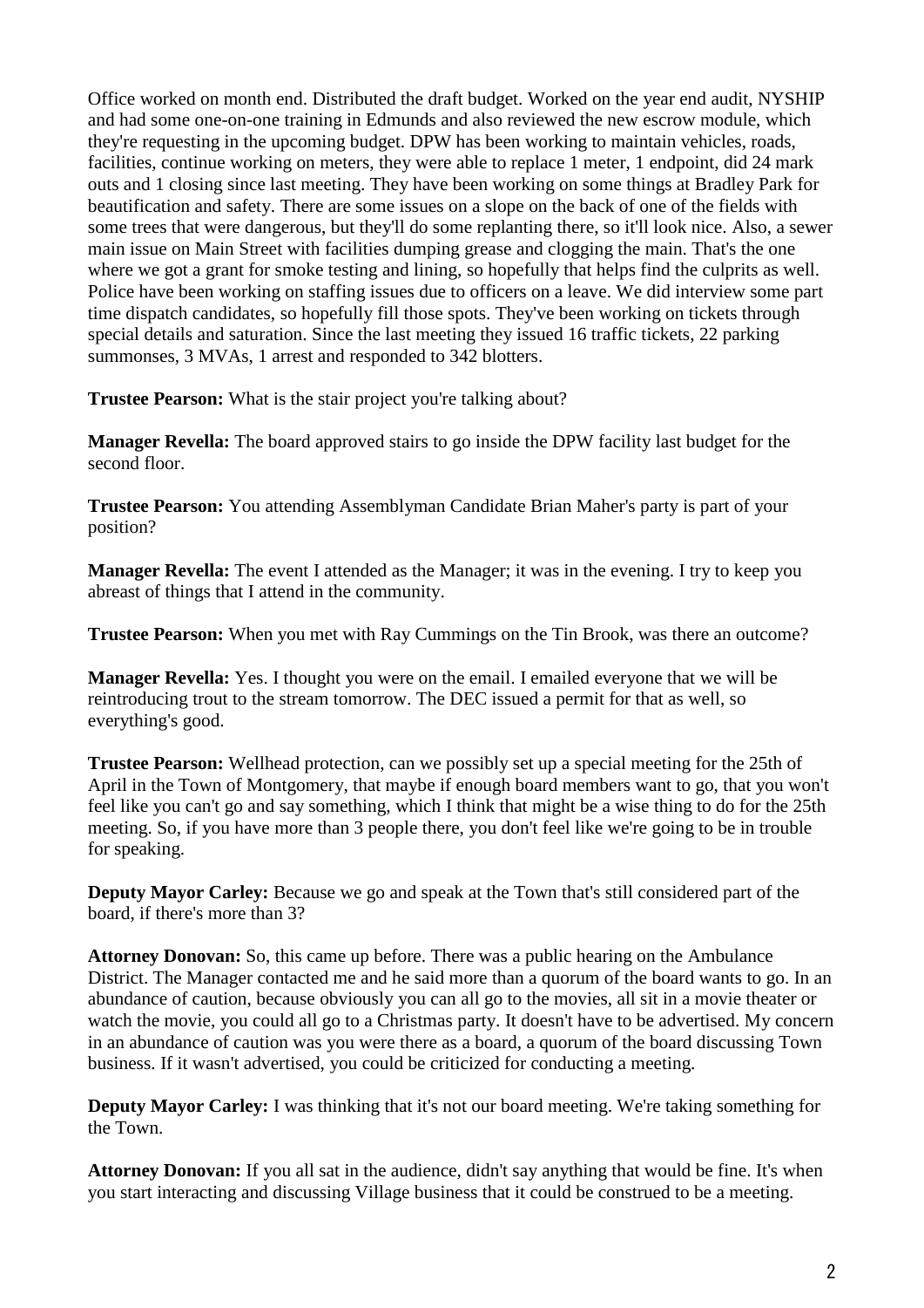Office worked on month end. Distributed the draft budget. Worked on the year end audit, NYSHIP and had some one-on-one training in Edmunds and also reviewed the new escrow module, which they're requesting in the upcoming budget. DPW has been working to maintain vehicles, roads, facilities, continue working on meters, they were able to replace 1 meter, 1 endpoint, did 24 mark outs and 1 closing since last meeting. They have been working on some things at Bradley Park for beautification and safety. There are some issues on a slope on the back of one of the fields with some trees that were dangerous, but they'll do some replanting there, so it'll look nice. Also, a sewer main issue on Main Street with facilities dumping grease and clogging the main. That's the one where we got a grant for smoke testing and lining, so hopefully that helps find the culprits as well. Police have been working on staffing issues due to officers on a leave. We did interview some part time dispatch candidates, so hopefully fill those spots. They've been working on tickets through special details and saturation. Since the last meeting they issued 16 traffic tickets, 22 parking summonses, 3 MVAs, 1 arrest and responded to 342 blotters.

**Trustee Pearson:** What is the stair project you're talking about?

**Manager Revella:** The board approved stairs to go inside the DPW facility last budget for the second floor.

**Trustee Pearson:** You attending Assemblyman Candidate Brian Maher's party is part of your position?

**Manager Revella:** The event I attended as the Manager; it was in the evening. I try to keep you abreast of things that I attend in the community.

**Trustee Pearson:** When you met with Ray Cummings on the Tin Brook, was there an outcome?

**Manager Revella:** Yes. I thought you were on the email. I emailed everyone that we will be reintroducing trout to the stream tomorrow. The DEC issued a permit for that as well, so everything's good.

**Trustee Pearson:** Wellhead protection, can we possibly set up a special meeting for the 25th of April in the Town of Montgomery, that maybe if enough board members want to go, that you won't feel like you can't go and say something, which I think that might be a wise thing to do for the 25th meeting. So, if you have more than 3 people there, you don't feel like we're going to be in trouble for speaking.

**Deputy Mayor Carley:** Because we go and speak at the Town that's still considered part of the board, if there's more than 3?

**Attorney Donovan:** So, this came up before. There was a public hearing on the Ambulance District. The Manager contacted me and he said more than a quorum of the board wants to go. In an abundance of caution, because obviously you can all go to the movies, all sit in a movie theater or watch the movie, you could all go to a Christmas party. It doesn't have to be advertised. My concern in an abundance of caution was you were there as a board, a quorum of the board discussing Town business. If it wasn't advertised, you could be criticized for conducting a meeting.

**Deputy Mayor Carley:** I was thinking that it's not our board meeting. We're taking something for the Town.

**Attorney Donovan:** If you all sat in the audience, didn't say anything that would be fine. It's when you start interacting and discussing Village business that it could be construed to be a meeting.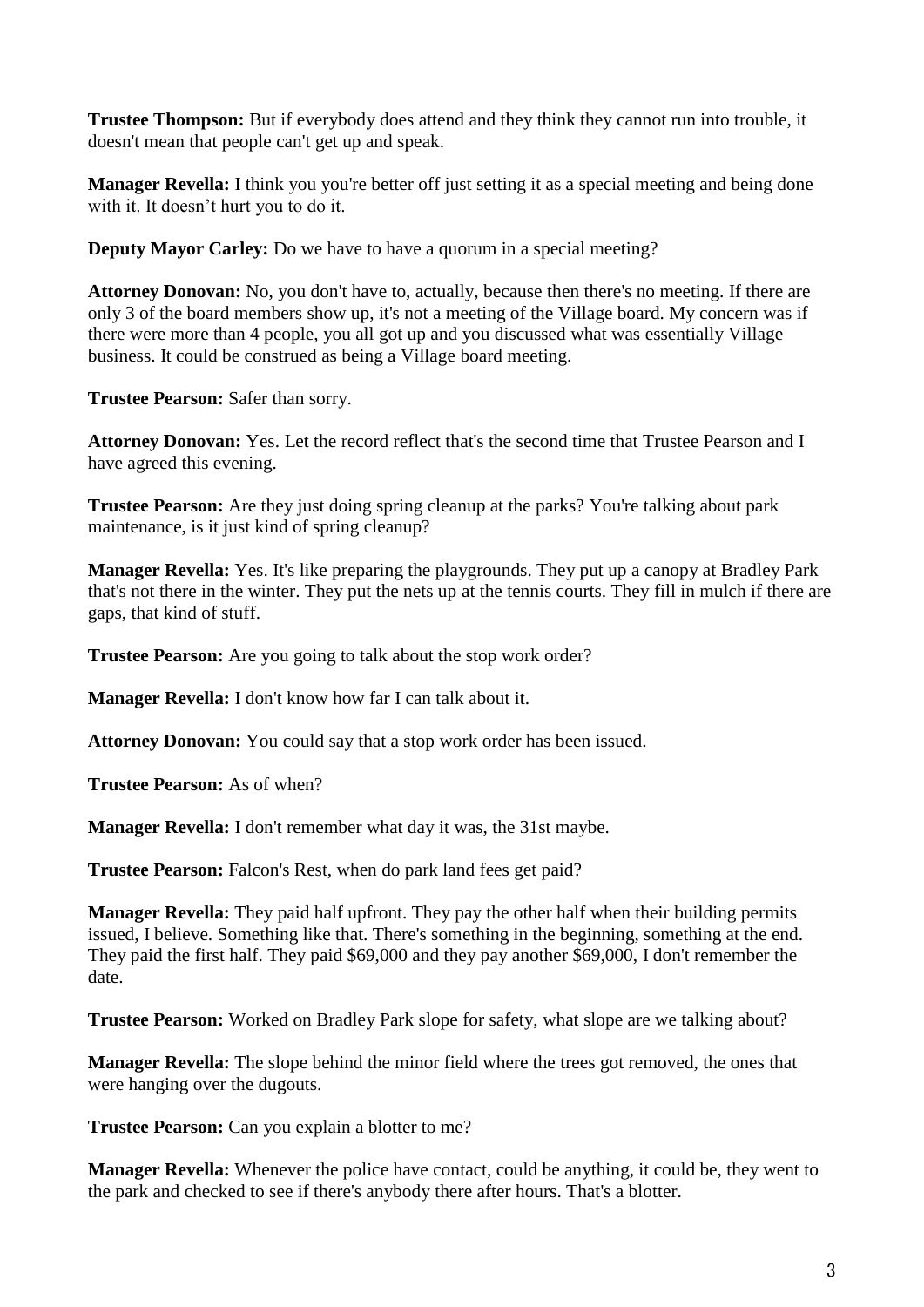**Trustee Thompson:** But if everybody does attend and they think they cannot run into trouble, it doesn't mean that people can't get up and speak.

**Manager Revella:** I think you you're better off just setting it as a special meeting and being done with it. It doesn't hurt you to do it.

**Deputy Mayor Carley:** Do we have to have a quorum in a special meeting?

**Attorney Donovan:** No, you don't have to, actually, because then there's no meeting. If there are only 3 of the board members show up, it's not a meeting of the Village board. My concern was if there were more than 4 people, you all got up and you discussed what was essentially Village business. It could be construed as being a Village board meeting.

**Trustee Pearson:** Safer than sorry.

**Attorney Donovan:** Yes. Let the record reflect that's the second time that Trustee Pearson and I have agreed this evening.

**Trustee Pearson:** Are they just doing spring cleanup at the parks? You're talking about park maintenance, is it just kind of spring cleanup?

**Manager Revella:** Yes. It's like preparing the playgrounds. They put up a canopy at Bradley Park that's not there in the winter. They put the nets up at the tennis courts. They fill in mulch if there are gaps, that kind of stuff.

**Trustee Pearson:** Are you going to talk about the stop work order?

**Manager Revella:** I don't know how far I can talk about it.

**Attorney Donovan:** You could say that a stop work order has been issued.

**Trustee Pearson:** As of when?

**Manager Revella:** I don't remember what day it was, the 31st maybe.

**Trustee Pearson:** Falcon's Rest, when do park land fees get paid?

**Manager Revella:** They paid half upfront. They pay the other half when their building permits issued, I believe. Something like that. There's something in the beginning, something at the end. They paid the first half. They paid $69,000 and they pay another $69,000, I don't remember the date.

**Trustee Pearson:** Worked on Bradley Park slope for safety, what slope are we talking about?

**Manager Revella:** The slope behind the minor field where the trees got removed, the ones that were hanging over the dugouts.

**Trustee Pearson:** Can you explain a blotter to me?

**Manager Revella:** Whenever the police have contact, could be anything, it could be, they went to the park and checked to see if there's anybody there after hours. That's a blotter.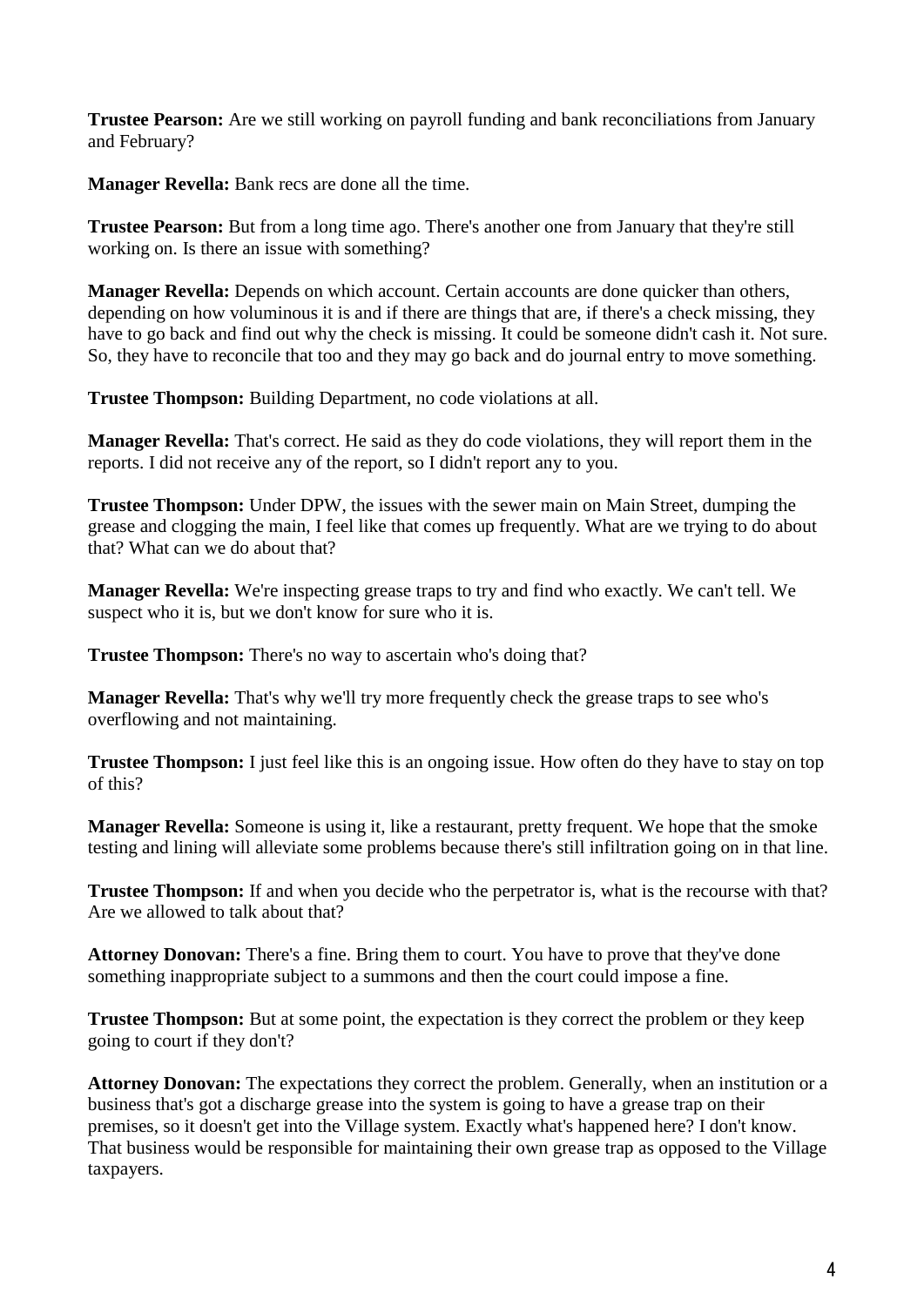**Trustee Pearson:** Are we still working on payroll funding and bank reconciliations from January and February?

**Manager Revella:** Bank recs are done all the time.

**Trustee Pearson:** But from a long time ago. There's another one from January that they're still working on. Is there an issue with something?

**Manager Revella:** Depends on which account. Certain accounts are done quicker than others, depending on how voluminous it is and if there are things that are, if there's a check missing, they have to go back and find out why the check is missing. It could be someone didn't cash it. Not sure. So, they have to reconcile that too and they may go back and do journal entry to move something.

**Trustee Thompson:** Building Department, no code violations at all.

**Manager Revella:** That's correct. He said as they do code violations, they will report them in the reports. I did not receive any of the report, so I didn't report any to you.

**Trustee Thompson:** Under DPW, the issues with the sewer main on Main Street, dumping the grease and clogging the main, I feel like that comes up frequently. What are we trying to do about that? What can we do about that?

**Manager Revella:** We're inspecting grease traps to try and find who exactly. We can't tell. We suspect who it is, but we don't know for sure who it is.

**Trustee Thompson:** There's no way to ascertain who's doing that?

**Manager Revella:** That's why we'll try more frequently check the grease traps to see who's overflowing and not maintaining.

**Trustee Thompson:** I just feel like this is an ongoing issue. How often do they have to stay on top of this?

**Manager Revella:** Someone is using it, like a restaurant, pretty frequent. We hope that the smoke testing and lining will alleviate some problems because there's still infiltration going on in that line.

**Trustee Thompson:** If and when you decide who the perpetrator is, what is the recourse with that? Are we allowed to talk about that?

**Attorney Donovan:** There's a fine. Bring them to court. You have to prove that they've done something inappropriate subject to a summons and then the court could impose a fine.

**Trustee Thompson:** But at some point, the expectation is they correct the problem or they keep going to court if they don't?

**Attorney Donovan:** The expectations they correct the problem. Generally, when an institution or a business that's got a discharge grease into the system is going to have a grease trap on their premises, so it doesn't get into the Village system. Exactly what's happened here? I don't know. That business would be responsible for maintaining their own grease trap as opposed to the Village taxpayers.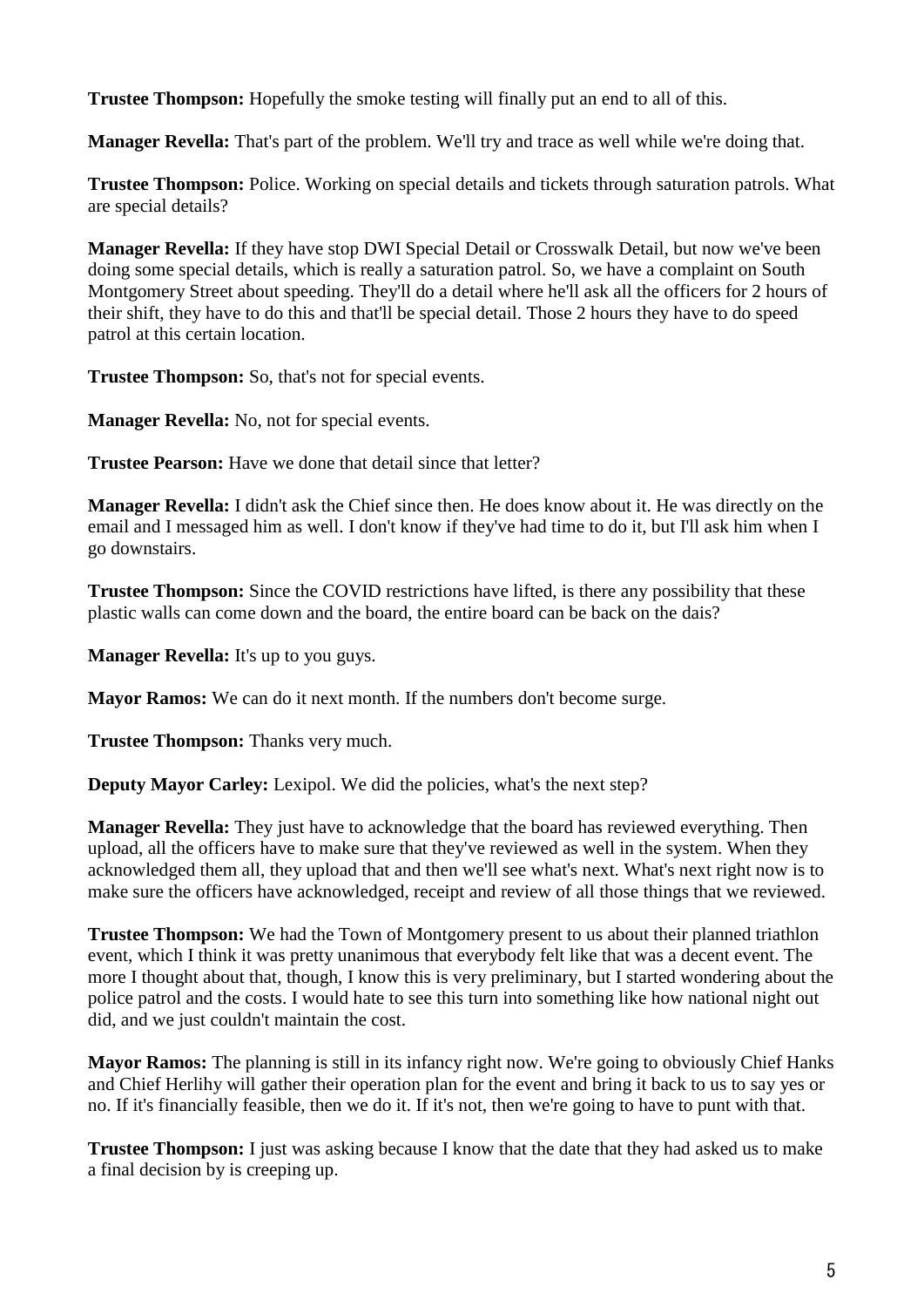**Trustee Thompson:** Hopefully the smoke testing will finally put an end to all of this.

**Manager Revella:** That's part of the problem. We'll try and trace as well while we're doing that.

**Trustee Thompson:** Police. Working on special details and tickets through saturation patrols. What are special details?

**Manager Revella:** If they have stop DWI Special Detail or Crosswalk Detail, but now we've been doing some special details, which is really a saturation patrol. So, we have a complaint on South Montgomery Street about speeding. They'll do a detail where he'll ask all the officers for 2 hours of their shift, they have to do this and that'll be special detail. Those 2 hours they have to do speed patrol at this certain location.

**Trustee Thompson:** So, that's not for special events.

**Manager Revella:** No, not for special events.

**Trustee Pearson:** Have we done that detail since that letter?

**Manager Revella:** I didn't ask the Chief since then. He does know about it. He was directly on the email and I messaged him as well. I don't know if they've had time to do it, but I'll ask him when I go downstairs.

**Trustee Thompson:** Since the COVID restrictions have lifted, is there any possibility that these plastic walls can come down and the board, the entire board can be back on the dais?

**Manager Revella:** It's up to you guys.

**Mayor Ramos:** We can do it next month. If the numbers don't become surge.

**Trustee Thompson:** Thanks very much.

**Deputy Mayor Carley:** Lexipol. We did the policies, what's the next step?

**Manager Revella:** They just have to acknowledge that the board has reviewed everything. Then upload, all the officers have to make sure that they've reviewed as well in the system. When they acknowledged them all, they upload that and then we'll see what's next. What's next right now is to make sure the officers have acknowledged, receipt and review of all those things that we reviewed.

**Trustee Thompson:** We had the Town of Montgomery present to us about their planned triathlon event, which I think it was pretty unanimous that everybody felt like that was a decent event. The more I thought about that, though, I know this is very preliminary, but I started wondering about the police patrol and the costs. I would hate to see this turn into something like how national night out did, and we just couldn't maintain the cost.

**Mayor Ramos:** The planning is still in its infancy right now. We're going to obviously Chief Hanks and Chief Herlihy will gather their operation plan for the event and bring it back to us to say yes or no. If it's financially feasible, then we do it. If it's not, then we're going to have to punt with that.

**Trustee Thompson:** I just was asking because I know that the date that they had asked us to make a final decision by is creeping up.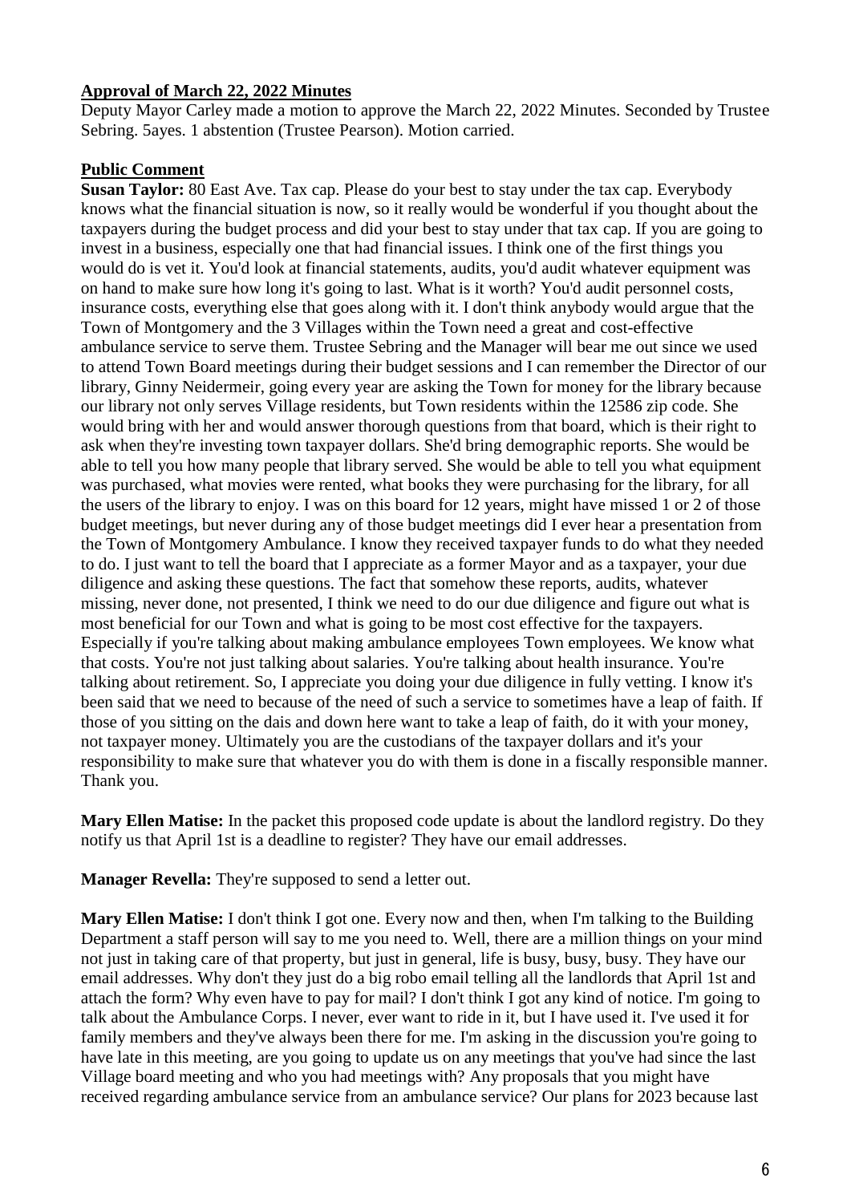**Approval of March 22, 2022 Minutes**

Deputy Mayor Carley made a motion to approve the March 22, 2022 Minutes. Seconded by Trustee Sebring. 5ayes. 1 abstention (Trustee Pearson). Motion carried.

**Public Comment**

**Susan Taylor:** 80 East Ave. Tax cap. Please do your best to stay under the tax cap. Everybody knows what the financial situation is now, so it really would be wonderful if you thought about the taxpayers during the budget process and did your best to stay under that tax cap. If you are going to invest in a business, especially one that had financial issues. I think one of the first things you would do is vet it. You'd look at financial statements, audits, you'd audit whatever equipment was on hand to make sure how long it's going to last. What is it worth? You'd audit personnel costs, insurance costs, everything else that goes along with it. I don't think anybody would argue that the Town of Montgomery and the 3 Villages within the Town need a great and cost-effective ambulance service to serve them. Trustee Sebring and the Manager will bear me out since we used to attend Town Board meetings during their budget sessions and I can remember the Director of our library, Ginny Neidermeir, going every year are asking the Town for money for the library because our library not only serves Village residents, but Town residents within the 12586 zip code. She would bring with her and would answer thorough questions from that board, which is their right to ask when they're investing town taxpayer dollars. She'd bring demographic reports. She would be able to tell you how many people that library served. She would be able to tell you what equipment was purchased, what movies were rented, what books they were purchasing for the library, for all the users of the library to enjoy. I was on this board for 12 years, might have missed 1 or 2 of those budget meetings, but never during any of those budget meetings did I ever hear a presentation from the Town of Montgomery Ambulance. I know they received taxpayer funds to do what they needed to do. I just want to tell the board that I appreciate as a former Mayor and as a taxpayer, your due diligence and asking these questions. The fact that somehow these reports, audits, whatever missing, never done, not presented, I think we need to do our due diligence and figure out what is most beneficial for our Town and what is going to be most cost effective for the taxpayers. Especially if you're talking about making ambulance employees Town employees. We know what that costs. You're not just talking about salaries. You're talking about health insurance. You're talking about retirement. So, I appreciate you doing your due diligence in fully vetting. I know it's been said that we need to because of the need of such a service to sometimes have a leap of faith. If those of you sitting on the dais and down here want to take a leap of faith, do it with your money, not taxpayer money. Ultimately you are the custodians of the taxpayer dollars and it's your responsibility to make sure that whatever you do with them is done in a fiscally responsible manner. Thank you.

**Mary Ellen Matise:** In the packet this proposed code update is about the landlord registry. Do they notify us that April 1st is a deadline to register? They have our email addresses.

**Manager Revella:** They're supposed to send a letter out.

**Mary Ellen Matise:** I don't think I got one. Every now and then, when I'm talking to the Building Department a staff person will say to me you need to. Well, there are a million things on your mind not just in taking care of that property, but just in general, life is busy, busy, busy. They have our email addresses. Why don't they just do a big robo email telling all the landlords that April 1st and attach the form? Why even have to pay for mail? I don't think I got any kind of notice. I'm going to talk about the Ambulance Corps. I never, ever want to ride in it, but I have used it. I've used it for family members and they've always been there for me. I'm asking in the discussion you're going to have late in this meeting, are you going to update us on any meetings that you've had since the last Village board meeting and who you had meetings with? Any proposals that you might have received regarding ambulance service from an ambulance service? Our plans for 2023 because last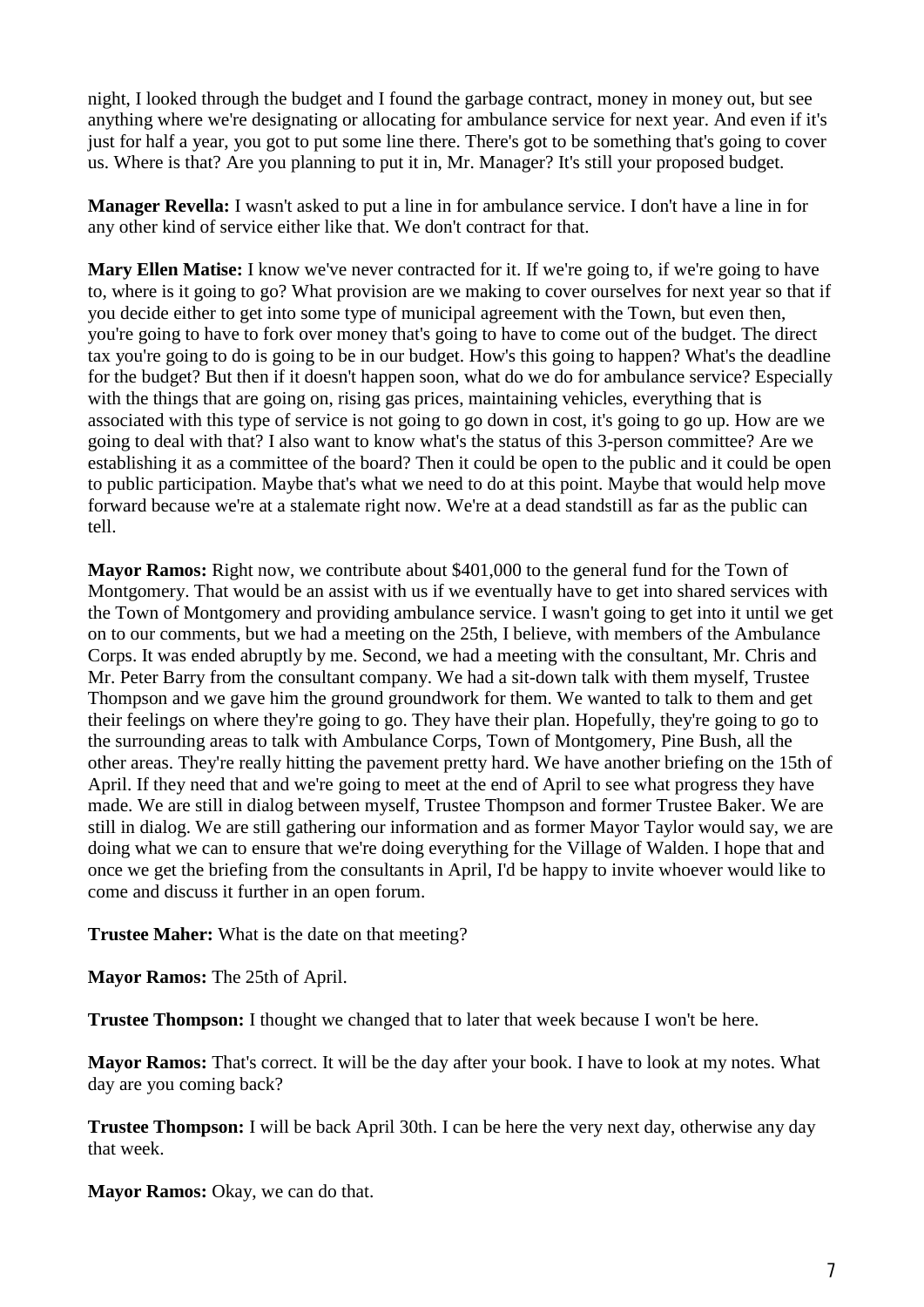night, I looked through the budget and I found the garbage contract, money in money out, but see anything where we're designating or allocating for ambulance service for next year. And even if it's just for half a year, you got to put some line there. There's got to be something that's going to cover us. Where is that? Are you planning to put it in, Mr. Manager? It's still your proposed budget.

**Manager Revella:** I wasn't asked to put a line in for ambulance service. I don't have a line in for any other kind of service either like that. We don't contract for that.

**Mary Ellen Matise:** I know we've never contracted for it. If we're going to, if we're going to have to, where is it going to go? What provision are we making to cover ourselves for next year so that if you decide either to get into some type of municipal agreement with the Town, but even then, you're going to have to fork over money that's going to have to come out of the budget. The direct tax you're going to do is going to be in our budget. How's this going to happen? What's the deadline for the budget? But then if it doesn't happen soon, what do we do for ambulance service? Especially with the things that are going on, rising gas prices, maintaining vehicles, everything that is associated with this type of service is not going to go down in cost, it's going to go up. How are we going to deal with that? I also want to know what's the status of this 3-person committee? Are we establishing it as a committee of the board? Then it could be open to the public and it could be open to public participation. Maybe that's what we need to do at this point. Maybe that would help move forward because we're at a stalemate right now. We're at a dead standstill as far as the public can tell.

**Mayor Ramos:** Right now, we contribute about $401,000 to the general fund for the Town of Montgomery. That would be an assist with us if we eventually have to get into shared services with the Town of Montgomery and providing ambulance service. I wasn't going to get into it until we get on to our comments, but we had a meeting on the 25th, I believe, with members of the Ambulance Corps. It was ended abruptly by me. Second, we had a meeting with the consultant, Mr. Chris and Mr. Peter Barry from the consultant company. We had a sit-down talk with them myself, Trustee Thompson and we gave him the ground groundwork for them. We wanted to talk to them and get their feelings on where they're going to go. They have their plan. Hopefully, they're going to go to the surrounding areas to talk with Ambulance Corps, Town of Montgomery, Pine Bush, all the other areas. They're really hitting the pavement pretty hard. We have another briefing on the 15th of April. If they need that and we're going to meet at the end of April to see what progress they have made. We are still in dialog between myself, Trustee Thompson and former Trustee Baker. We are still in dialog. We are still gathering our information and as former Mayor Taylor would say, we are doing what we can to ensure that we're doing everything for the Village of Walden. I hope that and once we get the briefing from the consultants in April, I'd be happy to invite whoever would like to come and discuss it further in an open forum.

**Trustee Maher:** What is the date on that meeting?

**Mayor Ramos:** The 25th of April.

**Trustee Thompson:** I thought we changed that to later that week because I won't be here.

**Mayor Ramos:** That's correct. It will be the day after your book. I have to look at my notes. What day are you coming back?

**Trustee Thompson:** I will be back April 30th. I can be here the very next day, otherwise any day that week.

**Mayor Ramos:** Okay, we can do that.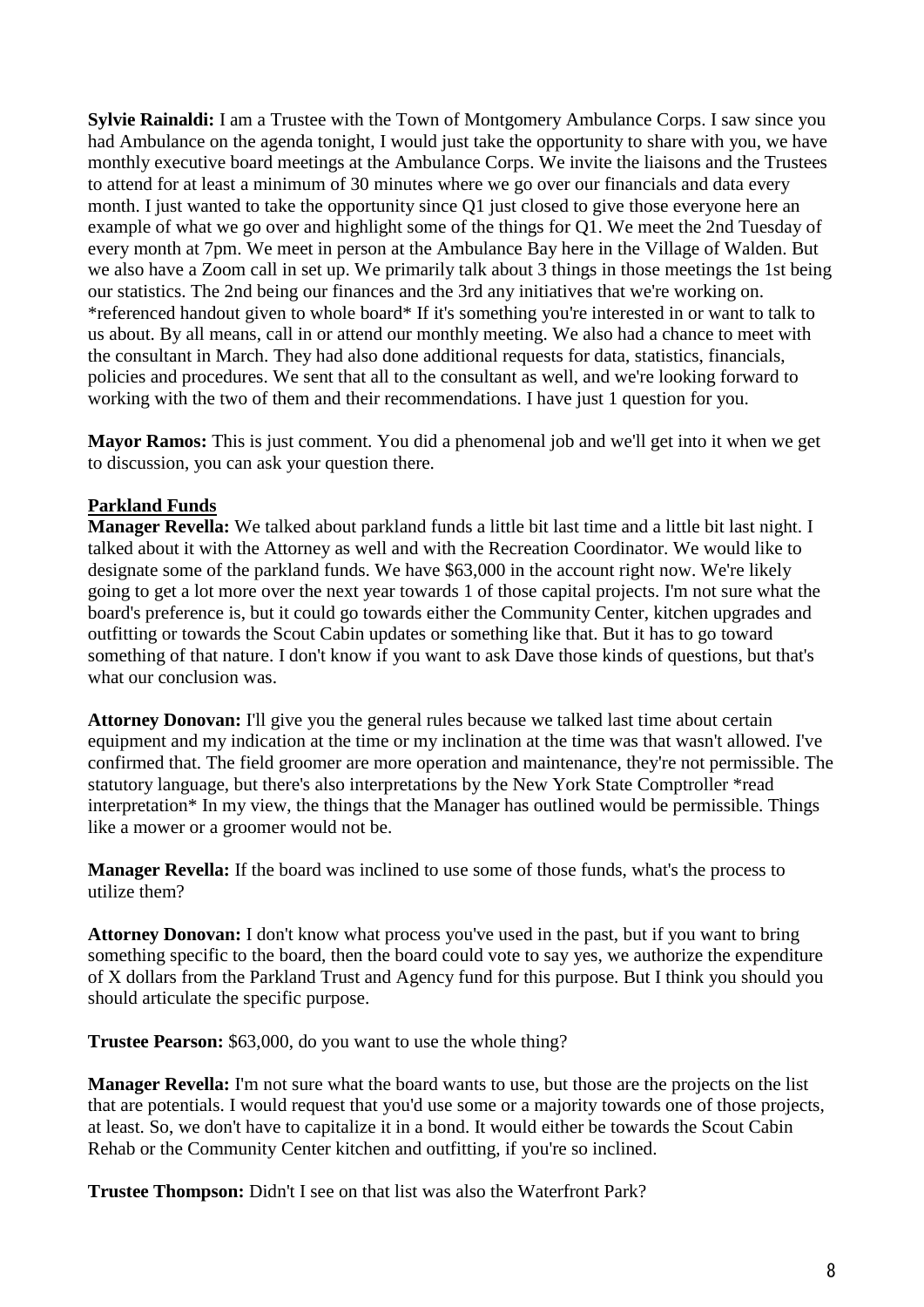**Sylvie Rainaldi:** I am a Trustee with the Town of Montgomery Ambulance Corps. I saw since you had Ambulance on the agenda tonight, I would just take the opportunity to share with you, we have monthly executive board meetings at the Ambulance Corps. We invite the liaisons and the Trustees to attend for at least a minimum of 30 minutes where we go over our financials and data every month. I just wanted to take the opportunity since Q1 just closed to give those everyone here an example of what we go over and highlight some of the things for Q1. We meet the 2nd Tuesday of every month at 7pm. We meet in person at the Ambulance Bay here in the Village of Walden. But we also have a Zoom call in set up. We primarily talk about 3 things in those meetings the 1st being our statistics. The 2nd being our finances and the 3rd any initiatives that we're working on. *referenced handout given to whole board* If it's something you're interested in or want to talk to us about. By all means, call in or attend our monthly meeting. We also had a chance to meet with the consultant in March. They had also done additional requests for data, statistics, financials, policies and procedures. We sent that all to the consultant as well, and we're looking forward to working with the two of them and their recommendations. I have just 1 question for you.

**Mayor Ramos:** This is just comment. You did a phenomenal job and we'll get into it when we get to discussion, you can ask your question there.

**Parkland Funds**

**Manager Revella:** We talked about parkland funds a little bit last time and a little bit last night. I talked about it with the Attorney as well and with the Recreation Coordinator. We would like to designate some of the parkland funds. We have $63,000 in the account right now. We're likely going to get a lot more over the next year towards 1 of those capital projects. I'm not sure what the board's preference is, but it could go towards either the Community Center, kitchen upgrades and outfitting or towards the Scout Cabin updates or something like that. But it has to go toward something of that nature. I don't know if you want to ask Dave those kinds of questions, but that's what our conclusion was.

**Attorney Donovan:** I'll give you the general rules because we talked last time about certain equipment and my indication at the time or my inclination at the time was that wasn't allowed. I've confirmed that. The field groomer are more operation and maintenance, they're not permissible. The statutory language, but there's also interpretations by the New York State Comptroller *read interpretation* In my view, the things that the Manager has outlined would be permissible. Things like a mower or a groomer would not be.

**Manager Revella:** If the board was inclined to use some of those funds, what's the process to utilize them?

**Attorney Donovan:** I don't know what process you've used in the past, but if you want to bring something specific to the board, then the board could vote to say yes, we authorize the expenditure of X dollars from the Parkland Trust and Agency fund for this purpose. But I think you should you should articulate the specific purpose.

**Trustee Pearson:** $63,000, do you want to use the whole thing?

**Manager Revella:** I'm not sure what the board wants to use, but those are the projects on the list that are potentials. I would request that you'd use some or a majority towards one of those projects, at least. So, we don't have to capitalize it in a bond. It would either be towards the Scout Cabin Rehab or the Community Center kitchen and outfitting, if you're so inclined.

**Trustee Thompson:** Didn't I see on that list was also the Waterfront Park?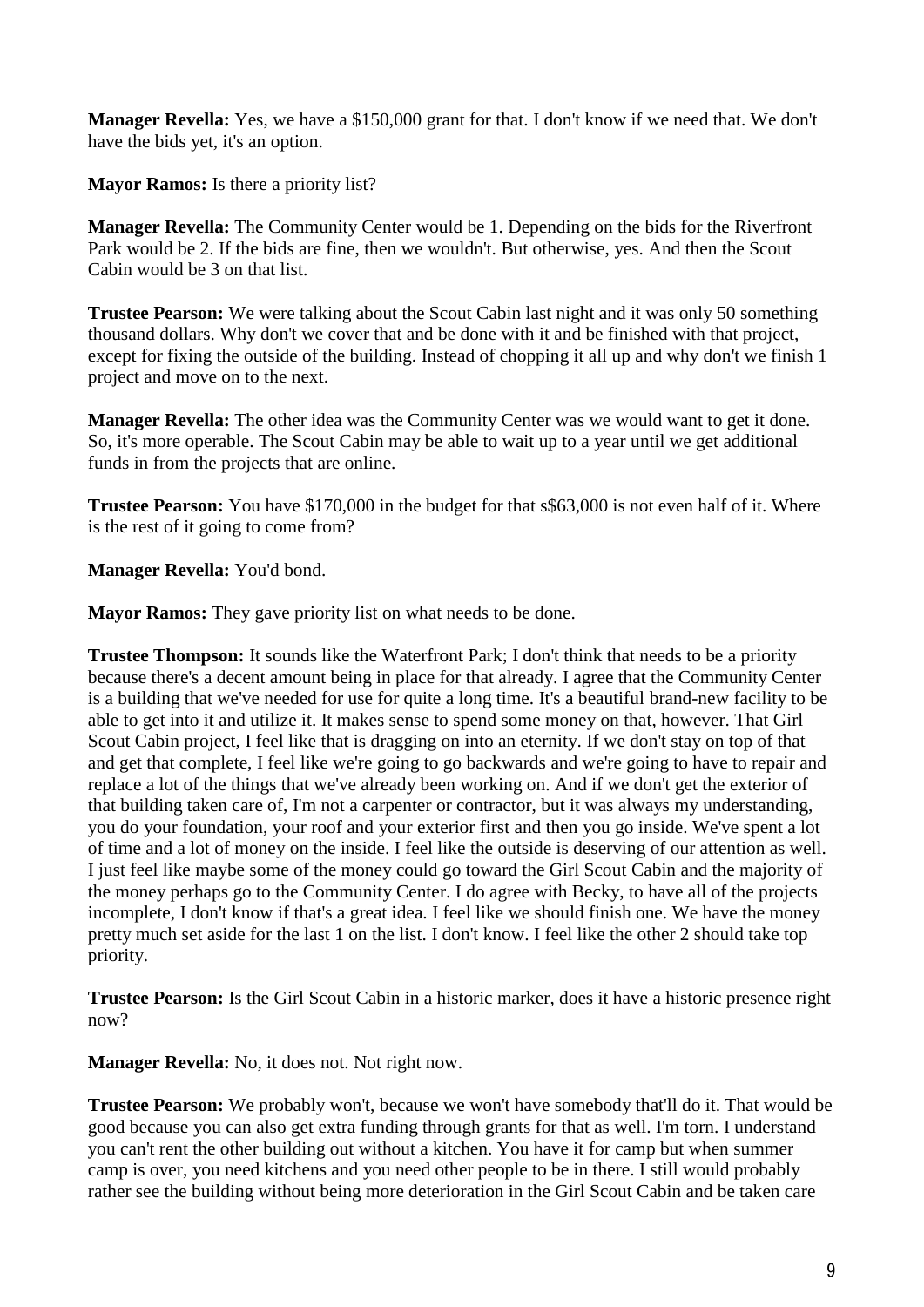**Manager Revella:** Yes, we have a $150,000 grant for that. I don't know if we need that. We don't have the bids yet, it's an option.

**Mayor Ramos:** Is there a priority list?

**Manager Revella:** The Community Center would be 1. Depending on the bids for the Riverfront Park would be 2. If the bids are fine, then we wouldn't. But otherwise, yes. And then the Scout Cabin would be 3 on that list.

**Trustee Pearson:** We were talking about the Scout Cabin last night and it was only 50 something thousand dollars. Why don't we cover that and be done with it and be finished with that project, except for fixing the outside of the building. Instead of chopping it all up and why don't we finish 1 project and move on to the next.

**Manager Revella:** The other idea was the Community Center was we would want to get it done. So, it's more operable. The Scout Cabin may be able to wait up to a year until we get additional funds in from the projects that are online.

**Trustee Pearson:** You have $170,000 in the budget for that s$63,000 is not even half of it. Where is the rest of it going to come from?

**Manager Revella:** You'd bond.

**Mayor Ramos:** They gave priority list on what needs to be done.

**Trustee Thompson:** It sounds like the Waterfront Park; I don't think that needs to be a priority because there's a decent amount being in place for that already. I agree that the Community Center is a building that we've needed for use for quite a long time. It's a beautiful brand-new facility to be able to get into it and utilize it. It makes sense to spend some money on that, however. That Girl Scout Cabin project, I feel like that is dragging on into an eternity. If we don't stay on top of that and get that complete, I feel like we're going to go backwards and we're going to have to repair and replace a lot of the things that we've already been working on. And if we don't get the exterior of that building taken care of, I'm not a carpenter or contractor, but it was always my understanding, you do your foundation, your roof and your exterior first and then you go inside. We've spent a lot of time and a lot of money on the inside. I feel like the outside is deserving of our attention as well. I just feel like maybe some of the money could go toward the Girl Scout Cabin and the majority of the money perhaps go to the Community Center. I do agree with Becky, to have all of the projects incomplete, I don't know if that's a great idea. I feel like we should finish one. We have the money pretty much set aside for the last 1 on the list. I don't know. I feel like the other 2 should take top priority.

**Trustee Pearson:** Is the Girl Scout Cabin in a historic marker, does it have a historic presence right now?

**Manager Revella:** No, it does not. Not right now.

**Trustee Pearson:** We probably won't, because we won't have somebody that'll do it. That would be good because you can also get extra funding through grants for that as well. I'm torn. I understand you can't rent the other building out without a kitchen. You have it for camp but when summer camp is over, you need kitchens and you need other people to be in there. I still would probably rather see the building without being more deterioration in the Girl Scout Cabin and be taken care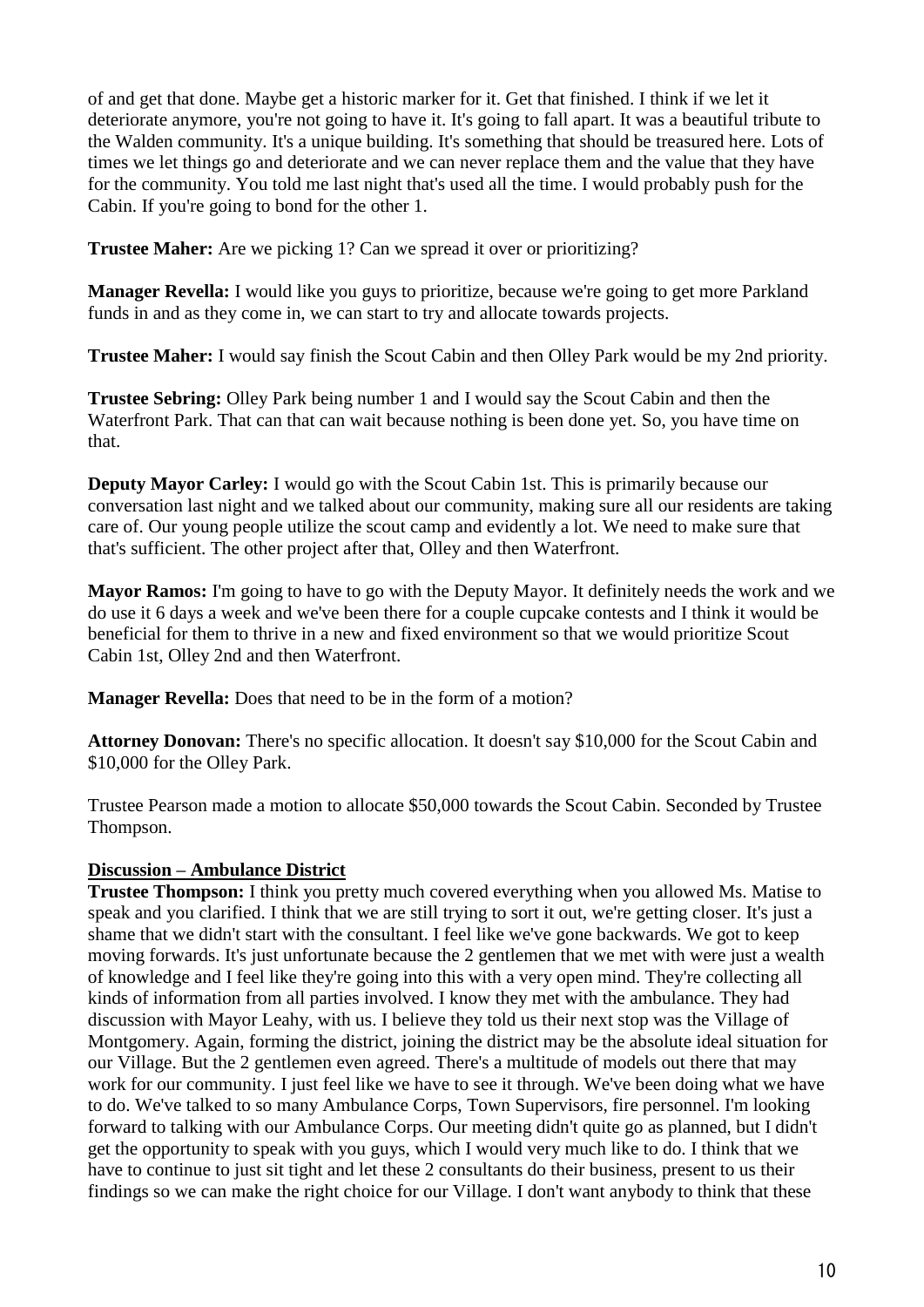of and get that done. Maybe get a historic marker for it. Get that finished. I think if we let it deteriorate anymore, you're not going to have it. It's going to fall apart. It was a beautiful tribute to the Walden community. It's a unique building. It's something that should be treasured here. Lots of times we let things go and deteriorate and we can never replace them and the value that they have for the community. You told me last night that's used all the time. I would probably push for the Cabin. If you're going to bond for the other 1.

**Trustee Maher:** Are we picking 1? Can we spread it over or prioritizing?

**Manager Revella:** I would like you guys to prioritize, because we're going to get more Parkland funds in and as they come in, we can start to try and allocate towards projects.

**Trustee Maher:** I would say finish the Scout Cabin and then Olley Park would be my 2nd priority.

**Trustee Sebring:** Olley Park being number 1 and I would say the Scout Cabin and then the Waterfront Park. That can that can wait because nothing is been done yet. So, you have time on that.

**Deputy Mayor Carley:** I would go with the Scout Cabin 1st. This is primarily because our conversation last night and we talked about our community, making sure all our residents are taking care of. Our young people utilize the scout camp and evidently a lot. We need to make sure that that's sufficient. The other project after that, Olley and then Waterfront.

**Mayor Ramos:** I'm going to have to go with the Deputy Mayor. It definitely needs the work and we do use it 6 days a week and we've been there for a couple cupcake contests and I think it would be beneficial for them to thrive in a new and fixed environment so that we would prioritize Scout Cabin 1st, Olley 2nd and then Waterfront.

**Manager Revella:** Does that need to be in the form of a motion?

**Attorney Donovan:** There's no specific allocation. It doesn't say $10,000 for the Scout Cabin and $10,000 for the Olley Park.

Trustee Pearson made a motion to allocate $50,000 towards the Scout Cabin. Seconded by Trustee Thompson.

**Discussion – Ambulance District**

**Trustee Thompson:** I think you pretty much covered everything when you allowed Ms. Matise to speak and you clarified. I think that we are still trying to sort it out, we're getting closer. It's just a shame that we didn't start with the consultant. I feel like we've gone backwards. We got to keep moving forwards. It's just unfortunate because the 2 gentlemen that we met with were just a wealth of knowledge and I feel like they're going into this with a very open mind. They're collecting all kinds of information from all parties involved. I know they met with the ambulance. They had discussion with Mayor Leahy, with us. I believe they told us their next stop was the Village of Montgomery. Again, forming the district, joining the district may be the absolute ideal situation for our Village. But the 2 gentlemen even agreed. There's a multitude of models out there that may work for our community. I just feel like we have to see it through. We've been doing what we have to do. We've talked to so many Ambulance Corps, Town Supervisors, fire personnel. I'm looking forward to talking with our Ambulance Corps. Our meeting didn't quite go as planned, but I didn't get the opportunity to speak with you guys, which I would very much like to do. I think that we have to continue to just sit tight and let these 2 consultants do their business, present to us their findings so we can make the right choice for our Village. I don't want anybody to think that these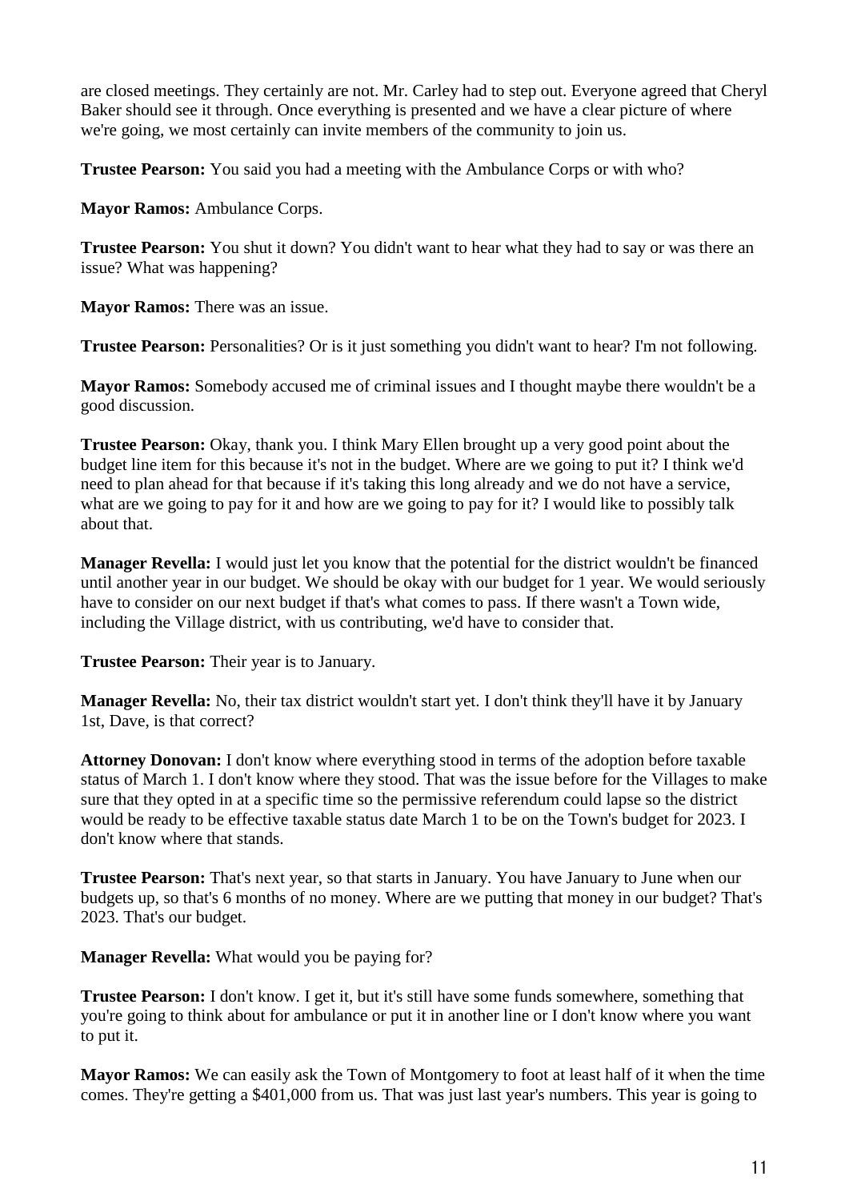are closed meetings. They certainly are not. Mr. Carley had to step out. Everyone agreed that Cheryl Baker should see it through. Once everything is presented and we have a clear picture of where we're going, we most certainly can invite members of the community to join us.

**Trustee Pearson:** You said you had a meeting with the Ambulance Corps or with who?

**Mayor Ramos:** Ambulance Corps.

**Trustee Pearson:** You shut it down? You didn't want to hear what they had to say or was there an issue? What was happening?

**Mayor Ramos:** There was an issue.

**Trustee Pearson:** Personalities? Or is it just something you didn't want to hear? I'm not following.

**Mayor Ramos:** Somebody accused me of criminal issues and I thought maybe there wouldn't be a good discussion.

**Trustee Pearson:** Okay, thank you. I think Mary Ellen brought up a very good point about the budget line item for this because it's not in the budget. Where are we going to put it? I think we'd need to plan ahead for that because if it's taking this long already and we do not have a service, what are we going to pay for it and how are we going to pay for it? I would like to possibly talk about that.

**Manager Revella:** I would just let you know that the potential for the district wouldn't be financed until another year in our budget. We should be okay with our budget for 1 year. We would seriously have to consider on our next budget if that's what comes to pass. If there wasn't a Town wide, including the Village district, with us contributing, we'd have to consider that.

**Trustee Pearson:** Their year is to January.

**Manager Revella:** No, their tax district wouldn't start yet. I don't think they'll have it by January 1st, Dave, is that correct?

**Attorney Donovan:** I don't know where everything stood in terms of the adoption before taxable status of March 1. I don't know where they stood. That was the issue before for the Villages to make sure that they opted in at a specific time so the permissive referendum could lapse so the district would be ready to be effective taxable status date March 1 to be on the Town's budget for 2023. I don't know where that stands.

**Trustee Pearson:** That's next year, so that starts in January. You have January to June when our budgets up, so that's 6 months of no money. Where are we putting that money in our budget? That's 2023. That's our budget.

**Manager Revella:** What would you be paying for?

**Trustee Pearson:** I don't know. I get it, but it's still have some funds somewhere, something that you're going to think about for ambulance or put it in another line or I don't know where you want to put it.

**Mayor Ramos:** We can easily ask the Town of Montgomery to foot at least half of it when the time comes. They're getting a $401,000 from us. That was just last year's numbers. This year is going to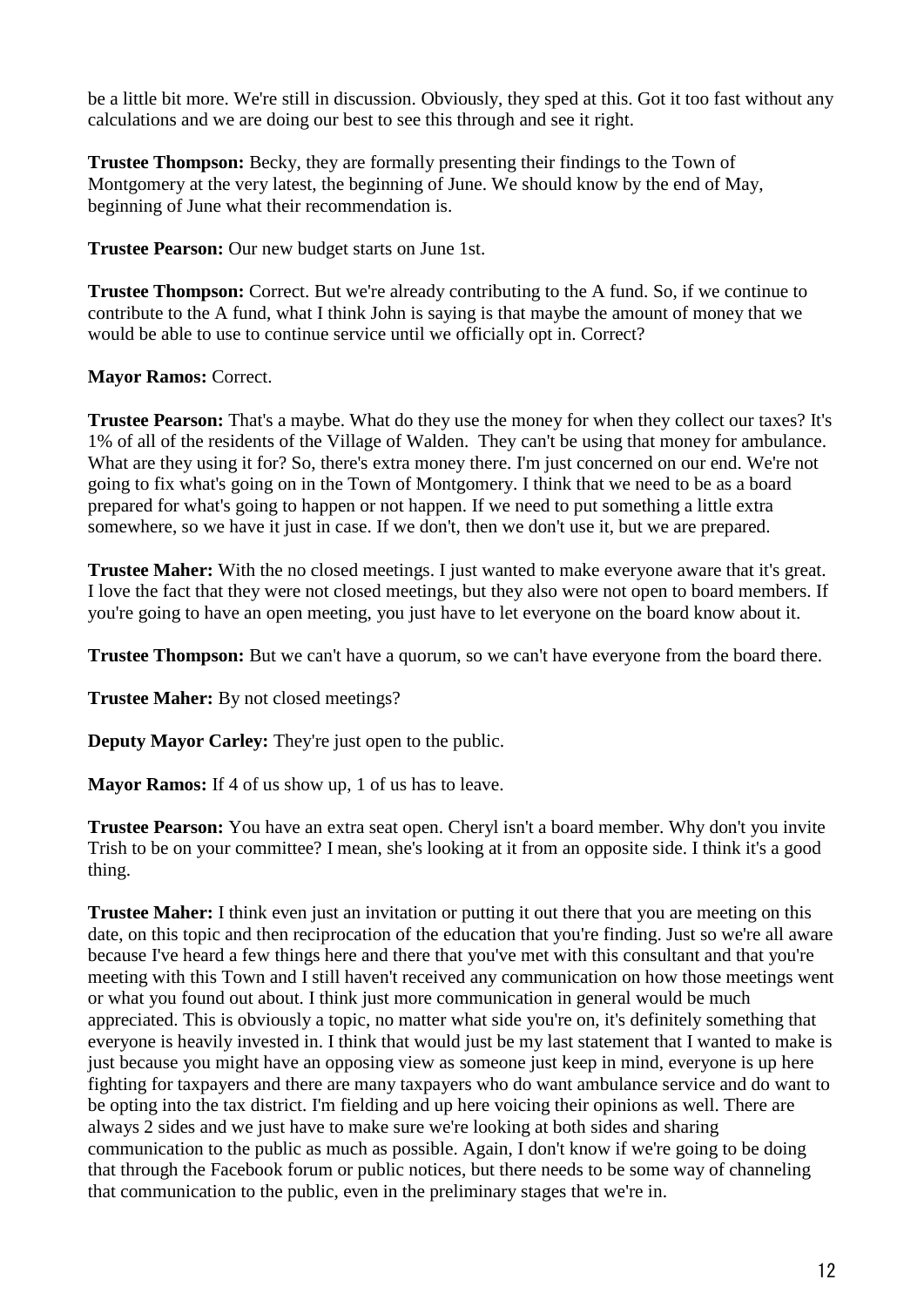be a little bit more. We're still in discussion. Obviously, they sped at this. Got it too fast without any calculations and we are doing our best to see this through and see it right.

**Trustee Thompson:** Becky, they are formally presenting their findings to the Town of Montgomery at the very latest, the beginning of June. We should know by the end of May, beginning of June what their recommendation is.

**Trustee Pearson:** Our new budget starts on June 1st.

**Trustee Thompson:** Correct. But we're already contributing to the A fund. So, if we continue to contribute to the A fund, what I think John is saying is that maybe the amount of money that we would be able to use to continue service until we officially opt in. Correct?

**Mayor Ramos:** Correct.

**Trustee Pearson:** That's a maybe. What do they use the money for when they collect our taxes? It's 1% of all of the residents of the Village of Walden. They can't be using that money for ambulance. What are they using it for? So, there's extra money there. I'm just concerned on our end. We're not going to fix what's going on in the Town of Montgomery. I think that we need to be as a board prepared for what's going to happen or not happen. If we need to put something a little extra somewhere, so we have it just in case. If we don't, then we don't use it, but we are prepared.

**Trustee Maher:** With the no closed meetings. I just wanted to make everyone aware that it's great. I love the fact that they were not closed meetings, but they also were not open to board members. If you're going to have an open meeting, you just have to let everyone on the board know about it.

**Trustee Thompson:** But we can't have a quorum, so we can't have everyone from the board there.

**Trustee Maher:** By not closed meetings?

**Deputy Mayor Carley:** They're just open to the public.

**Mayor Ramos:** If 4 of us show up, 1 of us has to leave.

**Trustee Pearson:** You have an extra seat open. Cheryl isn't a board member. Why don't you invite Trish to be on your committee? I mean, she's looking at it from an opposite side. I think it's a good thing.

**Trustee Maher:** I think even just an invitation or putting it out there that you are meeting on this date, on this topic and then reciprocation of the education that you're finding. Just so we're all aware because I've heard a few things here and there that you've met with this consultant and that you're meeting with this Town and I still haven't received any communication on how those meetings went or what you found out about. I think just more communication in general would be much appreciated. This is obviously a topic, no matter what side you're on, it's definitely something that everyone is heavily invested in. I think that would just be my last statement that I wanted to make is just because you might have an opposing view as someone just keep in mind, everyone is up here fighting for taxpayers and there are many taxpayers who do want ambulance service and do want to be opting into the tax district. I'm fielding and up here voicing their opinions as well. There are always 2 sides and we just have to make sure we're looking at both sides and sharing communication to the public as much as possible. Again, I don't know if we're going to be doing that through the Facebook forum or public notices, but there needs to be some way of channeling that communication to the public, even in the preliminary stages that we're in.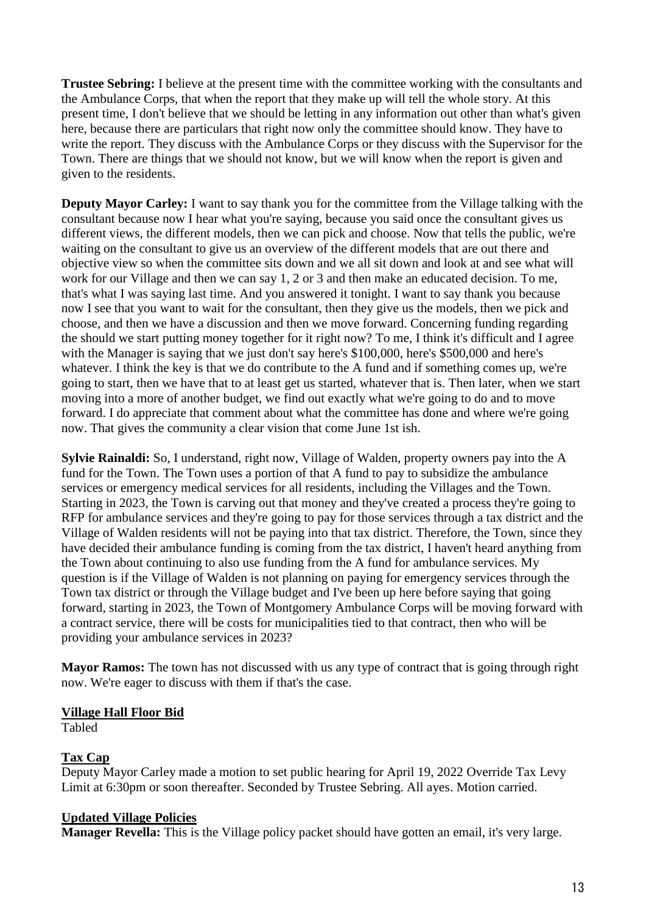**Trustee Sebring:** I believe at the present time with the committee working with the consultants and the Ambulance Corps, that when the report that they make up will tell the whole story. At this present time, I don't believe that we should be letting in any information out other than what's given here, because there are particulars that right now only the committee should know. They have to write the report. They discuss with the Ambulance Corps or they discuss with the Supervisor for the Town. There are things that we should not know, but we will know when the report is given and given to the residents.

**Deputy Mayor Carley:** I want to say thank you for the committee from the Village talking with the consultant because now I hear what you're saying, because you said once the consultant gives us different views, the different models, then we can pick and choose. Now that tells the public, we're waiting on the consultant to give us an overview of the different models that are out there and objective view so when the committee sits down and we all sit down and look at and see what will work for our Village and then we can say 1, 2 or 3 and then make an educated decision. To me, that's what I was saying last time. And you answered it tonight. I want to say thank you because now I see that you want to wait for the consultant, then they give us the models, then we pick and choose, and then we have a discussion and then we move forward. Concerning funding regarding the should we start putting money together for it right now? To me, I think it's difficult and I agree with the Manager is saying that we just don't say here's $100,000, here's $500,000 and here's whatever. I think the key is that we do contribute to the A fund and if something comes up, we're going to start, then we have that to at least get us started, whatever that is. Then later, when we start moving into a more of another budget, we find out exactly what we're going to do and to move forward. I do appreciate that comment about what the committee has done and where we're going now. That gives the community a clear vision that come June 1st ish.

**Sylvie Rainaldi:** So, I understand, right now, Village of Walden, property owners pay into the A fund for the Town. The Town uses a portion of that A fund to pay to subsidize the ambulance services or emergency medical services for all residents, including the Villages and the Town. Starting in 2023, the Town is carving out that money and they've created a process they're going to RFP for ambulance services and they're going to pay for those services through a tax district and the Village of Walden residents will not be paying into that tax district. Therefore, the Town, since they have decided their ambulance funding is coming from the tax district, I haven't heard anything from the Town about continuing to also use funding from the A fund for ambulance services. My question is if the Village of Walden is not planning on paying for emergency services through the Town tax district or through the Village budget and I've been up here before saying that going forward, starting in 2023, the Town of Montgomery Ambulance Corps will be moving forward with a contract service, there will be costs for municipalities tied to that contract, then who will be providing your ambulance services in 2023?

**Mayor Ramos:** The town has not discussed with us any type of contract that is going through right now. We're eager to discuss with them if that's the case.

**Village Hall Floor Bid**

Tabled

**Tax Cap**

Deputy Mayor Carley made a motion to set public hearing for April 19, 2022 Override Tax Levy Limit at 6:30pm or soon thereafter. Seconded by Trustee Sebring. All ayes. Motion carried.

**Updated Village Policies**

**Manager Revella:** This is the Village policy packet should have gotten an email, it's very large.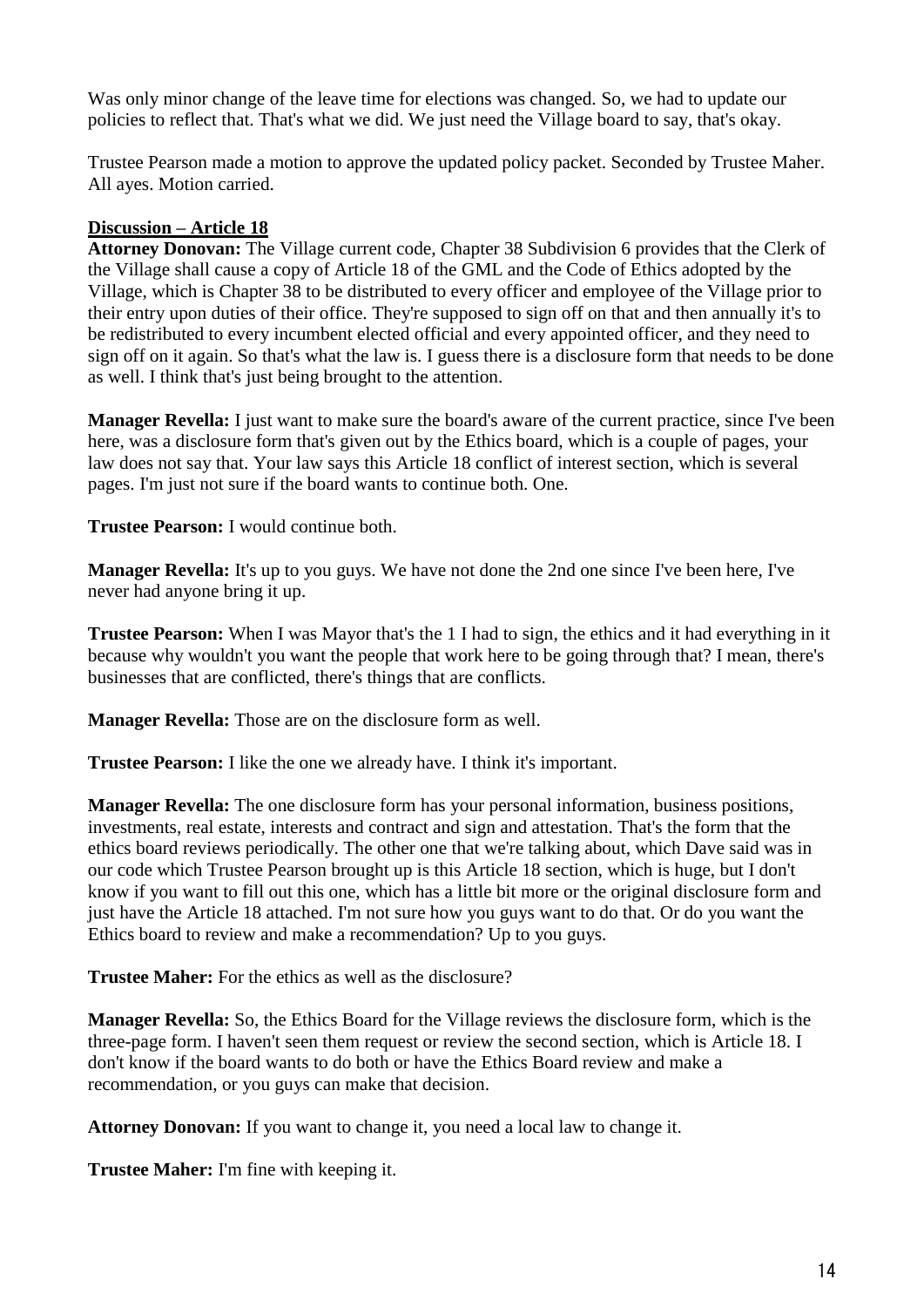Was only minor change of the leave time for elections was changed. So, we had to update our policies to reflect that. That's what we did. We just need the Village board to say, that's okay.

Trustee Pearson made a motion to approve the updated policy packet. Seconded by Trustee Maher. All ayes. Motion carried.

**Discussion – Article 18**

**Attorney Donovan:** The Village current code, Chapter 38 Subdivision 6 provides that the Clerk of the Village shall cause a copy of Article 18 of the GML and the Code of Ethics adopted by the Village, which is Chapter 38 to be distributed to every officer and employee of the Village prior to their entry upon duties of their office. They're supposed to sign off on that and then annually it's to be redistributed to every incumbent elected official and every appointed officer, and they need to sign off on it again. So that's what the law is. I guess there is a disclosure form that needs to be done as well. I think that's just being brought to the attention.

**Manager Revella:** I just want to make sure the board's aware of the current practice, since I've been here, was a disclosure form that's given out by the Ethics board, which is a couple of pages, your law does not say that. Your law says this Article 18 conflict of interest section, which is several pages. I'm just not sure if the board wants to continue both. One.

**Trustee Pearson:** I would continue both.

**Manager Revella:** It's up to you guys. We have not done the 2nd one since I've been here, I've never had anyone bring it up.

**Trustee Pearson:** When I was Mayor that's the 1 I had to sign, the ethics and it had everything in it because why wouldn't you want the people that work here to be going through that? I mean, there's businesses that are conflicted, there's things that are conflicts.

**Manager Revella:** Those are on the disclosure form as well.

**Trustee Pearson:** I like the one we already have. I think it's important.

**Manager Revella:** The one disclosure form has your personal information, business positions, investments, real estate, interests and contract and sign and attestation. That's the form that the ethics board reviews periodically. The other one that we're talking about, which Dave said was in our code which Trustee Pearson brought up is this Article 18 section, which is huge, but I don't know if you want to fill out this one, which has a little bit more or the original disclosure form and just have the Article 18 attached. I'm not sure how you guys want to do that. Or do you want the Ethics board to review and make a recommendation? Up to you guys.

**Trustee Maher:** For the ethics as well as the disclosure?

**Manager Revella:** So, the Ethics Board for the Village reviews the disclosure form, which is the three-page form. I haven't seen them request or review the second section, which is Article 18. I don't know if the board wants to do both or have the Ethics Board review and make a recommendation, or you guys can make that decision.

**Attorney Donovan:** If you want to change it, you need a local law to change it.

**Trustee Maher:** I'm fine with keeping it.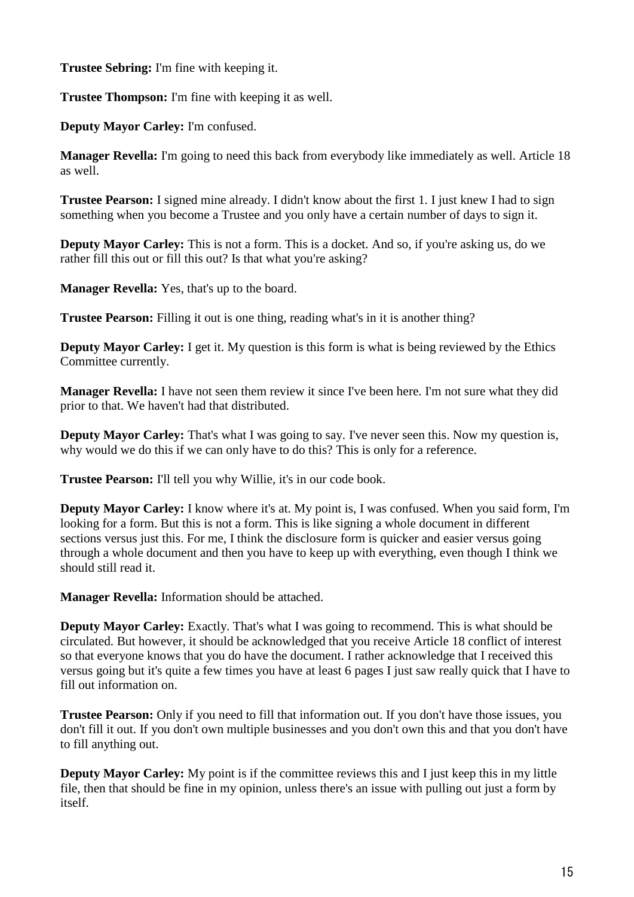**Trustee Sebring:** I'm fine with keeping it.

**Trustee Thompson:** I'm fine with keeping it as well.

**Deputy Mayor Carley:** I'm confused.

**Manager Revella:** I'm going to need this back from everybody like immediately as well. Article 18 as well.

**Trustee Pearson:** I signed mine already. I didn't know about the first 1. I just knew I had to sign something when you become a Trustee and you only have a certain number of days to sign it.

**Deputy Mayor Carley:** This is not a form. This is a docket. And so, if you're asking us, do we rather fill this out or fill this out? Is that what you're asking?

**Manager Revella:** Yes, that's up to the board.

**Trustee Pearson:** Filling it out is one thing, reading what's in it is another thing?

**Deputy Mayor Carley:** I get it. My question is this form is what is being reviewed by the Ethics Committee currently.

**Manager Revella:** I have not seen them review it since I've been here. I'm not sure what they did prior to that. We haven't had that distributed.

**Deputy Mayor Carley:** That's what I was going to say. I've never seen this. Now my question is, why would we do this if we can only have to do this? This is only for a reference.

**Trustee Pearson:** I'll tell you why Willie, it's in our code book.

**Deputy Mayor Carley:** I know where it's at. My point is, I was confused. When you said form, I'm looking for a form. But this is not a form. This is like signing a whole document in different sections versus just this. For me, I think the disclosure form is quicker and easier versus going through a whole document and then you have to keep up with everything, even though I think we should still read it.

**Manager Revella:** Information should be attached.

**Deputy Mayor Carley:** Exactly. That's what I was going to recommend. This is what should be circulated. But however, it should be acknowledged that you receive Article 18 conflict of interest so that everyone knows that you do have the document. I rather acknowledge that I received this versus going but it's quite a few times you have at least 6 pages I just saw really quick that I have to fill out information on.

**Trustee Pearson:** Only if you need to fill that information out. If you don't have those issues, you don't fill it out. If you don't own multiple businesses and you don't own this and that you don't have to fill anything out.

**Deputy Mayor Carley:** My point is if the committee reviews this and I just keep this in my little file, then that should be fine in my opinion, unless there's an issue with pulling out just a form by itself.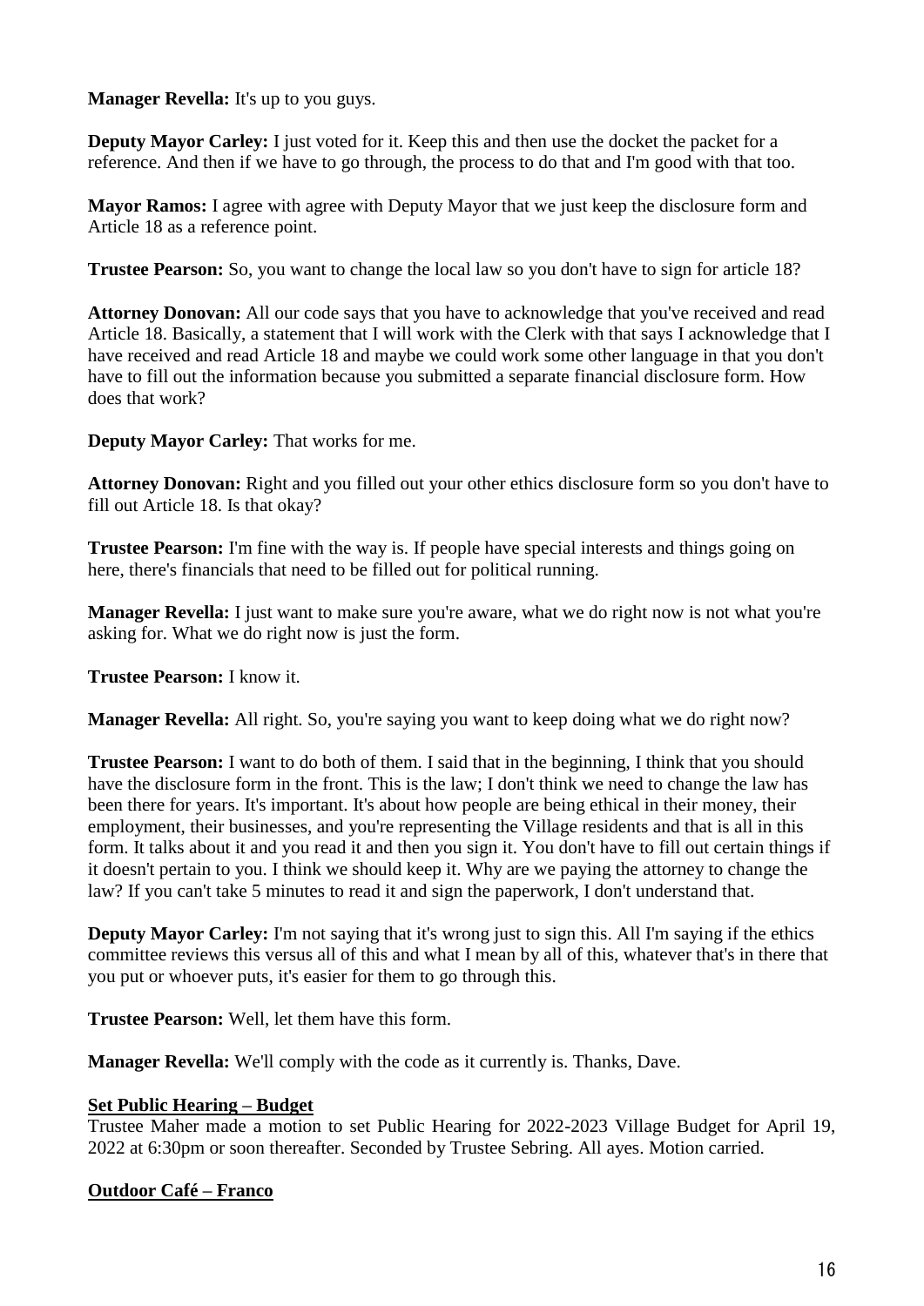**Manager Revella:** It's up to you guys.

**Deputy Mayor Carley:** I just voted for it. Keep this and then use the docket the packet for a reference. And then if we have to go through, the process to do that and I'm good with that too.

**Mayor Ramos:** I agree with agree with Deputy Mayor that we just keep the disclosure form and Article 18 as a reference point.

**Trustee Pearson:** So, you want to change the local law so you don't have to sign for article 18?

**Attorney Donovan:** All our code says that you have to acknowledge that you've received and read Article 18. Basically, a statement that I will work with the Clerk with that says I acknowledge that I have received and read Article 18 and maybe we could work some other language in that you don't have to fill out the information because you submitted a separate financial disclosure form. How does that work?

**Deputy Mayor Carley:** That works for me.

**Attorney Donovan:** Right and you filled out your other ethics disclosure form so you don't have to fill out Article 18. Is that okay?

**Trustee Pearson:** I'm fine with the way is. If people have special interests and things going on here, there's financials that need to be filled out for political running.

**Manager Revella:** I just want to make sure you're aware, what we do right now is not what you're asking for. What we do right now is just the form.

**Trustee Pearson:** I know it.

**Manager Revella:** All right. So, you're saying you want to keep doing what we do right now?

**Trustee Pearson:** I want to do both of them. I said that in the beginning, I think that you should have the disclosure form in the front. This is the law; I don't think we need to change the law has been there for years. It's important. It's about how people are being ethical in their money, their employment, their businesses, and you're representing the Village residents and that is all in this form. It talks about it and you read it and then you sign it. You don't have to fill out certain things if it doesn't pertain to you. I think we should keep it. Why are we paying the attorney to change the law? If you can't take 5 minutes to read it and sign the paperwork, I don't understand that.

**Deputy Mayor Carley:** I'm not saying that it's wrong just to sign this. All I'm saying if the ethics committee reviews this versus all of this and what I mean by all of this, whatever that's in there that you put or whoever puts, it's easier for them to go through this.

**Trustee Pearson:** Well, let them have this form.

**Manager Revella:** We'll comply with the code as it currently is. Thanks, Dave.

**Set Public Hearing – Budget**

Trustee Maher made a motion to set Public Hearing for 2022-2023 Village Budget for April 19, 2022 at 6:30pm or soon thereafter. Seconded by Trustee Sebring. All ayes. Motion carried.

**Outdoor Café – Franco**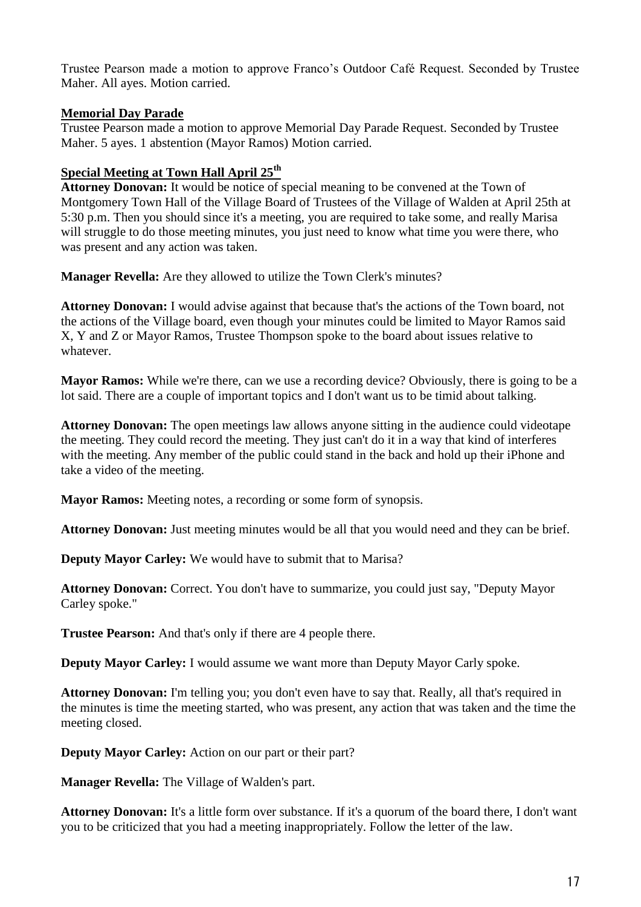Trustee Pearson made a motion to approve Franco's Outdoor Café Request. Seconded by Trustee Maher. All ayes. Motion carried.

**Memorial Day Parade**

Trustee Pearson made a motion to approve Memorial Day Parade Request. Seconded by Trustee Maher. 5 ayes. 1 abstention (Mayor Ramos) Motion carried.

**Special Meeting at Town Hall April 25th**

**Attorney Donovan:** It would be notice of special meaning to be convened at the Town of Montgomery Town Hall of the Village Board of Trustees of the Village of Walden at April 25th at 5:30 p.m. Then you should since it's a meeting, you are required to take some, and really Marisa will struggle to do those meeting minutes, you just need to know what time you were there, who was present and any action was taken.

**Manager Revella:** Are they allowed to utilize the Town Clerk's minutes?

**Attorney Donovan:** I would advise against that because that's the actions of the Town board, not the actions of the Village board, even though your minutes could be limited to Mayor Ramos said X, Y and Z or Mayor Ramos, Trustee Thompson spoke to the board about issues relative to whatever.

**Mayor Ramos:** While we're there, can we use a recording device? Obviously, there is going to be a lot said. There are a couple of important topics and I don't want us to be timid about talking.

**Attorney Donovan:** The open meetings law allows anyone sitting in the audience could videotape the meeting. They could record the meeting. They just can't do it in a way that kind of interferes with the meeting. Any member of the public could stand in the back and hold up their iPhone and take a video of the meeting.

**Mayor Ramos:** Meeting notes, a recording or some form of synopsis.

**Attorney Donovan:** Just meeting minutes would be all that you would need and they can be brief.

**Deputy Mayor Carley:** We would have to submit that to Marisa?

**Attorney Donovan:** Correct. You don't have to summarize, you could just say, "Deputy Mayor Carley spoke."

**Trustee Pearson:** And that's only if there are 4 people there.

**Deputy Mayor Carley:** I would assume we want more than Deputy Mayor Carly spoke.

**Attorney Donovan:** I'm telling you; you don't even have to say that. Really, all that's required in the minutes is time the meeting started, who was present, any action that was taken and the time the meeting closed.

**Deputy Mayor Carley:** Action on our part or their part?

**Manager Revella:** The Village of Walden's part.

**Attorney Donovan:** It's a little form over substance. If it's a quorum of the board there, I don't want you to be criticized that you had a meeting inappropriately. Follow the letter of the law.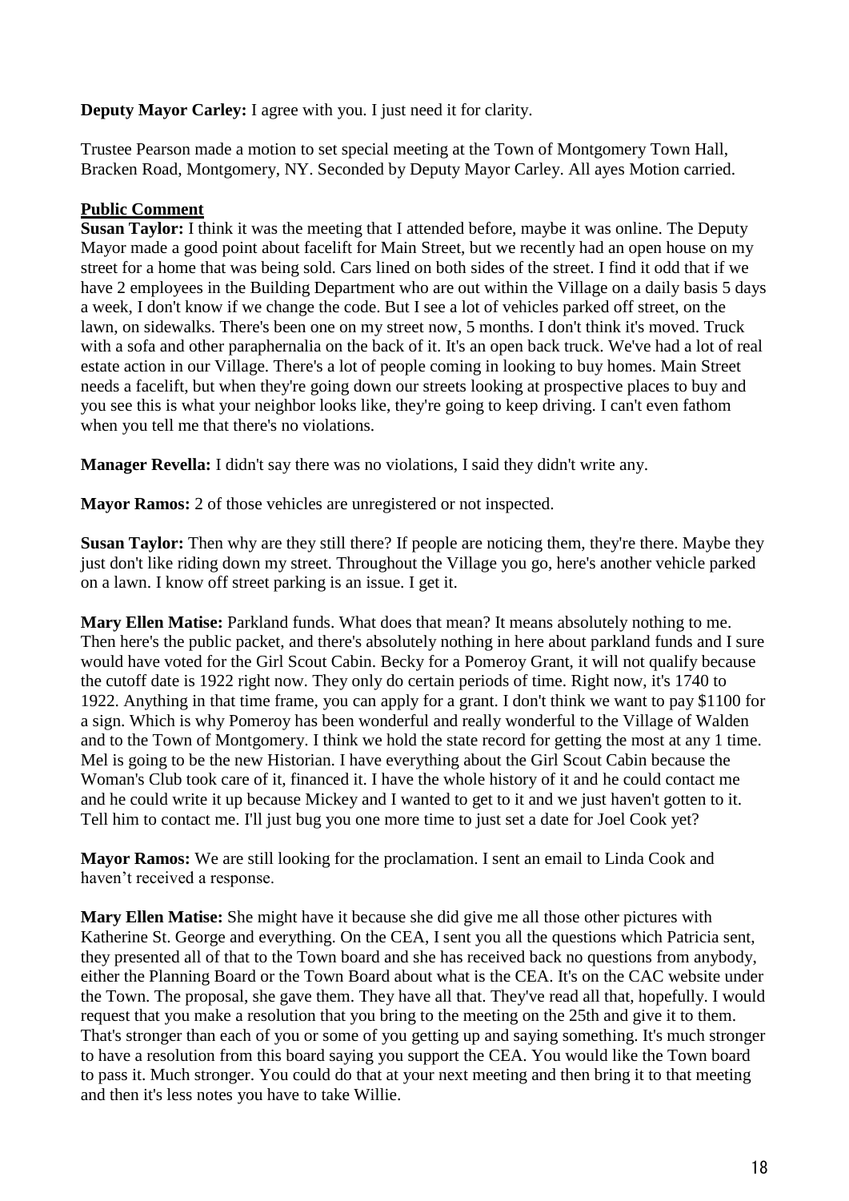**Deputy Mayor Carley:** I agree with you. I just need it for clarity.

Trustee Pearson made a motion to set special meeting at the Town of Montgomery Town Hall, Bracken Road, Montgomery, NY. Seconded by Deputy Mayor Carley. All ayes Motion carried.

**Public Comment**

**Susan Taylor:** I think it was the meeting that I attended before, maybe it was online. The Deputy Mayor made a good point about facelift for Main Street, but we recently had an open house on my street for a home that was being sold. Cars lined on both sides of the street. I find it odd that if we have 2 employees in the Building Department who are out within the Village on a daily basis 5 days a week, I don't know if we change the code. But I see a lot of vehicles parked off street, on the lawn, on sidewalks. There's been one on my street now, 5 months. I don't think it's moved. Truck with a sofa and other paraphernalia on the back of it. It's an open back truck. We've had a lot of real estate action in our Village. There's a lot of people coming in looking to buy homes. Main Street needs a facelift, but when they're going down our streets looking at prospective places to buy and you see this is what your neighbor looks like, they're going to keep driving. I can't even fathom when you tell me that there's no violations.

**Manager Revella:** I didn't say there was no violations, I said they didn't write any.

**Mayor Ramos:** 2 of those vehicles are unregistered or not inspected.

**Susan Taylor:** Then why are they still there? If people are noticing them, they're there. Maybe they just don't like riding down my street. Throughout the Village you go, here's another vehicle parked on a lawn. I know off street parking is an issue. I get it.

**Mary Ellen Matise:** Parkland funds. What does that mean? It means absolutely nothing to me. Then here's the public packet, and there's absolutely nothing in here about parkland funds and I sure would have voted for the Girl Scout Cabin. Becky for a Pomeroy Grant, it will not qualify because the cutoff date is 1922 right now. They only do certain periods of time. Right now, it's 1740 to 1922. Anything in that time frame, you can apply for a grant. I don't think we want to pay $1100 for a sign. Which is why Pomeroy has been wonderful and really wonderful to the Village of Walden and to the Town of Montgomery. I think we hold the state record for getting the most at any 1 time. Mel is going to be the new Historian. I have everything about the Girl Scout Cabin because the Woman's Club took care of it, financed it. I have the whole history of it and he could contact me and he could write it up because Mickey and I wanted to get to it and we just haven't gotten to it. Tell him to contact me. I'll just bug you one more time to just set a date for Joel Cook yet?

**Mayor Ramos:** We are still looking for the proclamation. I sent an email to Linda Cook and haven't received a response.

**Mary Ellen Matise:** She might have it because she did give me all those other pictures with Katherine St. George and everything. On the CEA, I sent you all the questions which Patricia sent, they presented all of that to the Town board and she has received back no questions from anybody, either the Planning Board or the Town Board about what is the CEA. It's on the CAC website under the Town. The proposal, she gave them. They have all that. They've read all that, hopefully. I would request that you make a resolution that you bring to the meeting on the 25th and give it to them. That's stronger than each of you or some of you getting up and saying something. It's much stronger to have a resolution from this board saying you support the CEA. You would like the Town board to pass it. Much stronger. You could do that at your next meeting and then bring it to that meeting and then it's less notes you have to take Willie.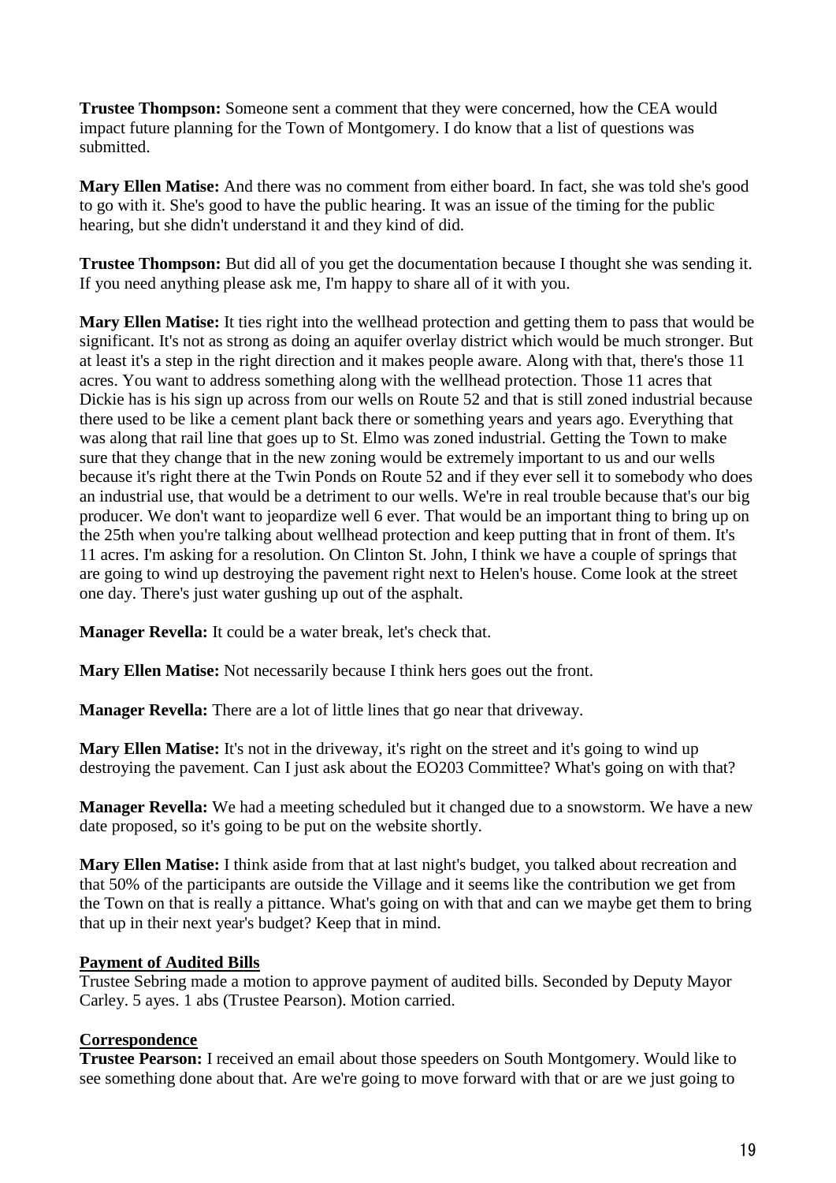**Trustee Thompson:** Someone sent a comment that they were concerned, how the CEA would impact future planning for the Town of Montgomery. I do know that a list of questions was submitted.

**Mary Ellen Matise:** And there was no comment from either board. In fact, she was told she's good to go with it. She's good to have the public hearing. It was an issue of the timing for the public hearing, but she didn't understand it and they kind of did.

**Trustee Thompson:** But did all of you get the documentation because I thought she was sending it. If you need anything please ask me, I'm happy to share all of it with you.

**Mary Ellen Matise:** It ties right into the wellhead protection and getting them to pass that would be significant. It's not as strong as doing an aquifer overlay district which would be much stronger. But at least it's a step in the right direction and it makes people aware. Along with that, there's those 11 acres. You want to address something along with the wellhead protection. Those 11 acres that Dickie has is his sign up across from our wells on Route 52 and that is still zoned industrial because there used to be like a cement plant back there or something years and years ago. Everything that was along that rail line that goes up to St. Elmo was zoned industrial. Getting the Town to make sure that they change that in the new zoning would be extremely important to us and our wells because it's right there at the Twin Ponds on Route 52 and if they ever sell it to somebody who does an industrial use, that would be a detriment to our wells. We're in real trouble because that's our big producer. We don't want to jeopardize well 6 ever. That would be an important thing to bring up on the 25th when you're talking about wellhead protection and keep putting that in front of them. It's 11 acres. I'm asking for a resolution. On Clinton St. John, I think we have a couple of springs that are going to wind up destroying the pavement right next to Helen's house. Come look at the street one day. There's just water gushing up out of the asphalt.

**Manager Revella:** It could be a water break, let's check that.

**Mary Ellen Matise:** Not necessarily because I think hers goes out the front.

**Manager Revella:** There are a lot of little lines that go near that driveway.

**Mary Ellen Matise:** It's not in the driveway, it's right on the street and it's going to wind up destroying the pavement. Can I just ask about the EO203 Committee? What's going on with that?

**Manager Revella:** We had a meeting scheduled but it changed due to a snowstorm. We have a new date proposed, so it's going to be put on the website shortly.

**Mary Ellen Matise:** I think aside from that at last night's budget, you talked about recreation and that 50% of the participants are outside the Village and it seems like the contribution we get from the Town on that is really a pittance. What's going on with that and can we maybe get them to bring that up in their next year's budget? Keep that in mind.

**Payment of Audited Bills**

Trustee Sebring made a motion to approve payment of audited bills. Seconded by Deputy Mayor Carley. 5 ayes. 1 abs (Trustee Pearson). Motion carried.

**Correspondence**

**Trustee Pearson:** I received an email about those speeders on South Montgomery. Would like to see something done about that. Are we're going to move forward with that or are we just going to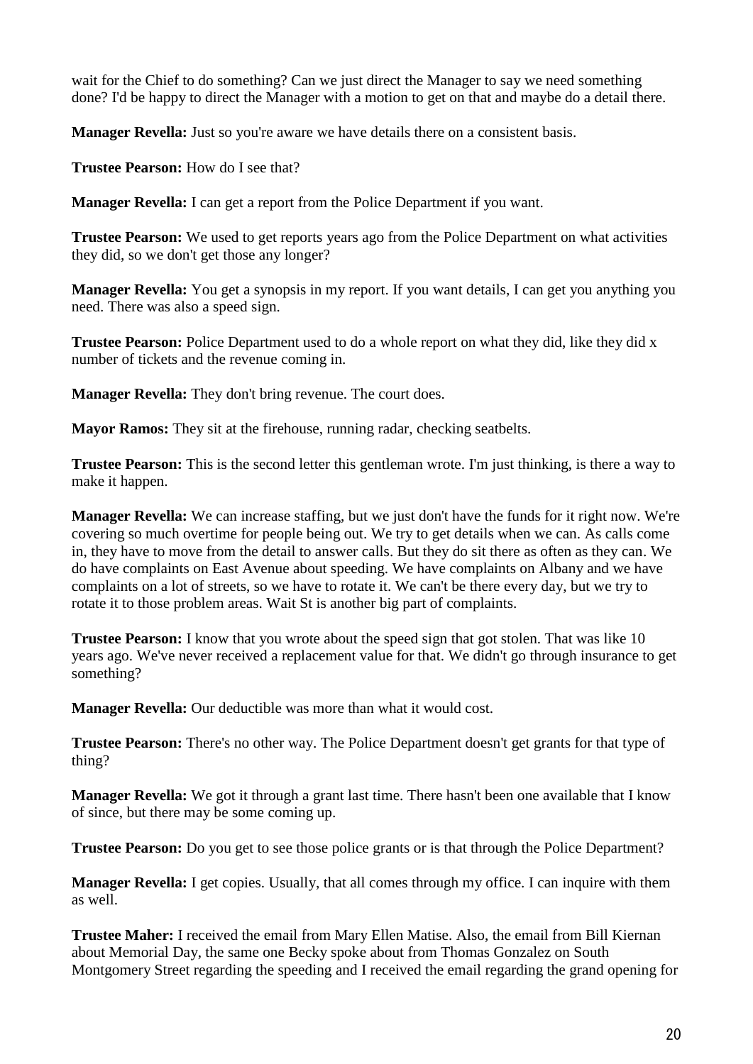wait for the Chief to do something? Can we just direct the Manager to say we need something done? I'd be happy to direct the Manager with a motion to get on that and maybe do a detail there.

**Manager Revella:** Just so you're aware we have details there on a consistent basis.

**Trustee Pearson:** How do I see that?

**Manager Revella:** I can get a report from the Police Department if you want.

**Trustee Pearson:** We used to get reports years ago from the Police Department on what activities they did, so we don't get those any longer?

**Manager Revella:** You get a synopsis in my report. If you want details, I can get you anything you need. There was also a speed sign.

**Trustee Pearson:** Police Department used to do a whole report on what they did, like they did x number of tickets and the revenue coming in.

**Manager Revella:** They don't bring revenue. The court does.

**Mayor Ramos:** They sit at the firehouse, running radar, checking seatbelts.

**Trustee Pearson:** This is the second letter this gentleman wrote. I'm just thinking, is there a way to make it happen.

**Manager Revella:** We can increase staffing, but we just don't have the funds for it right now. We're covering so much overtime for people being out. We try to get details when we can. As calls come in, they have to move from the detail to answer calls. But they do sit there as often as they can. We do have complaints on East Avenue about speeding. We have complaints on Albany and we have complaints on a lot of streets, so we have to rotate it. We can't be there every day, but we try to rotate it to those problem areas. Wait St is another big part of complaints.

**Trustee Pearson:** I know that you wrote about the speed sign that got stolen. That was like 10 years ago. We've never received a replacement value for that. We didn't go through insurance to get something?

**Manager Revella:** Our deductible was more than what it would cost.

**Trustee Pearson:** There's no other way. The Police Department doesn't get grants for that type of thing?

**Manager Revella:** We got it through a grant last time. There hasn't been one available that I know of since, but there may be some coming up.

**Trustee Pearson:** Do you get to see those police grants or is that through the Police Department?

**Manager Revella:** I get copies. Usually, that all comes through my office. I can inquire with them as well.

**Trustee Maher:** I received the email from Mary Ellen Matise. Also, the email from Bill Kiernan about Memorial Day, the same one Becky spoke about from Thomas Gonzalez on South Montgomery Street regarding the speeding and I received the email regarding the grand opening for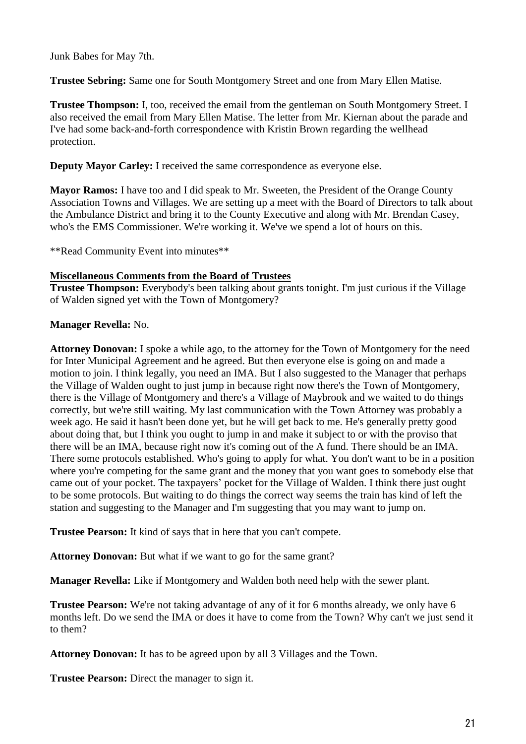Junk Babes for May 7th.

**Trustee Sebring:** Same one for South Montgomery Street and one from Mary Ellen Matise.

**Trustee Thompson:** I, too, received the email from the gentleman on South Montgomery Street. I also received the email from Mary Ellen Matise. The letter from Mr. Kiernan about the parade and I've had some back-and-forth correspondence with Kristin Brown regarding the wellhead protection.

**Deputy Mayor Carley:** I received the same correspondence as everyone else.

**Mayor Ramos:** I have too and I did speak to Mr. Sweeten, the President of the Orange County Association Towns and Villages. We are setting up a meet with the Board of Directors to talk about the Ambulance District and bring it to the County Executive and along with Mr. Brendan Casey, who's the EMS Commissioner. We're working it. We've we spend a lot of hours on this.

**Read Community Event into minutes**

**Miscellaneous Comments from the Board of Trustees**

**Trustee Thompson:** Everybody's been talking about grants tonight. I'm just curious if the Village of Walden signed yet with the Town of Montgomery?

**Manager Revella:** No.

**Attorney Donovan:** I spoke a while ago, to the attorney for the Town of Montgomery for the need for Inter Municipal Agreement and he agreed. But then everyone else is going on and made a motion to join. I think legally, you need an IMA. But I also suggested to the Manager that perhaps the Village of Walden ought to just jump in because right now there's the Town of Montgomery, there is the Village of Montgomery and there's a Village of Maybrook and we waited to do things correctly, but we're still waiting. My last communication with the Town Attorney was probably a week ago. He said it hasn't been done yet, but he will get back to me. He's generally pretty good about doing that, but I think you ought to jump in and make it subject to or with the proviso that there will be an IMA, because right now it's coming out of the A fund. There should be an IMA. There some protocols established. Who's going to apply for what. You don't want to be in a position where you're competing for the same grant and the money that you want goes to somebody else that came out of your pocket. The taxpayers' pocket for the Village of Walden. I think there just ought to be some protocols. But waiting to do things the correct way seems the train has kind of left the station and suggesting to the Manager and I'm suggesting that you may want to jump on.

**Trustee Pearson:** It kind of says that in here that you can't compete.

**Attorney Donovan:** But what if we want to go for the same grant?

**Manager Revella:** Like if Montgomery and Walden both need help with the sewer plant.

**Trustee Pearson:** We're not taking advantage of any of it for 6 months already, we only have 6 months left. Do we send the IMA or does it have to come from the Town? Why can't we just send it to them?

**Attorney Donovan:** It has to be agreed upon by all 3 Villages and the Town.

**Trustee Pearson:** Direct the manager to sign it.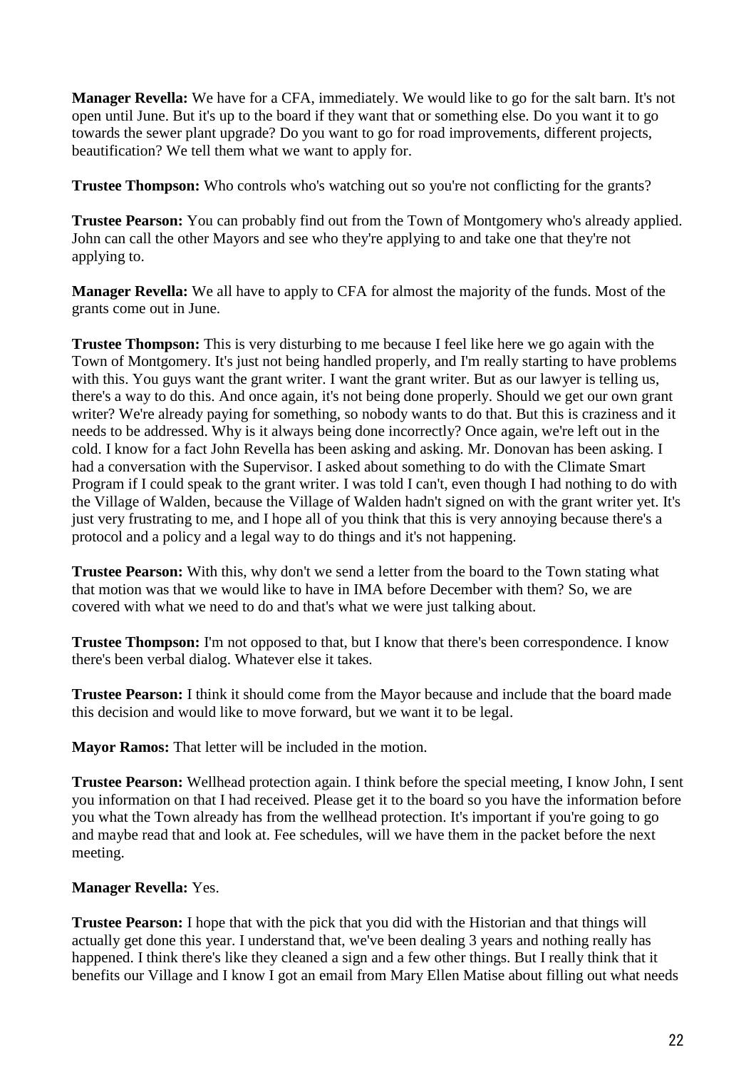**Manager Revella:** We have for a CFA, immediately. We would like to go for the salt barn. It's not open until June. But it's up to the board if they want that or something else. Do you want it to go towards the sewer plant upgrade? Do you want to go for road improvements, different projects, beautification? We tell them what we want to apply for.

**Trustee Thompson:** Who controls who's watching out so you're not conflicting for the grants?

**Trustee Pearson:** You can probably find out from the Town of Montgomery who's already applied. John can call the other Mayors and see who they're applying to and take one that they're not applying to.

**Manager Revella:** We all have to apply to CFA for almost the majority of the funds. Most of the grants come out in June.

**Trustee Thompson:** This is very disturbing to me because I feel like here we go again with the Town of Montgomery. It's just not being handled properly, and I'm really starting to have problems with this. You guys want the grant writer. I want the grant writer. But as our lawyer is telling us, there's a way to do this. And once again, it's not being done properly. Should we get our own grant writer? We're already paying for something, so nobody wants to do that. But this is craziness and it needs to be addressed. Why is it always being done incorrectly? Once again, we're left out in the cold. I know for a fact John Revella has been asking and asking. Mr. Donovan has been asking. I had a conversation with the Supervisor. I asked about something to do with the Climate Smart Program if I could speak to the grant writer. I was told I can't, even though I had nothing to do with the Village of Walden, because the Village of Walden hadn't signed on with the grant writer yet. It's just very frustrating to me, and I hope all of you think that this is very annoying because there's a protocol and a policy and a legal way to do things and it's not happening.

**Trustee Pearson:** With this, why don't we send a letter from the board to the Town stating what that motion was that we would like to have in IMA before December with them? So, we are covered with what we need to do and that's what we were just talking about.

**Trustee Thompson:** I'm not opposed to that, but I know that there's been correspondence. I know there's been verbal dialog. Whatever else it takes.

**Trustee Pearson:** I think it should come from the Mayor because and include that the board made this decision and would like to move forward, but we want it to be legal.

**Mayor Ramos:** That letter will be included in the motion.

**Trustee Pearson:** Wellhead protection again. I think before the special meeting, I know John, I sent you information on that I had received. Please get it to the board so you have the information before you what the Town already has from the wellhead protection. It's important if you're going to go and maybe read that and look at. Fee schedules, will we have them in the packet before the next meeting.

**Manager Revella:** Yes.

**Trustee Pearson:** I hope that with the pick that you did with the Historian and that things will actually get done this year. I understand that, we've been dealing 3 years and nothing really has happened. I think there's like they cleaned a sign and a few other things. But I really think that it benefits our Village and I know I got an email from Mary Ellen Matise about filling out what needs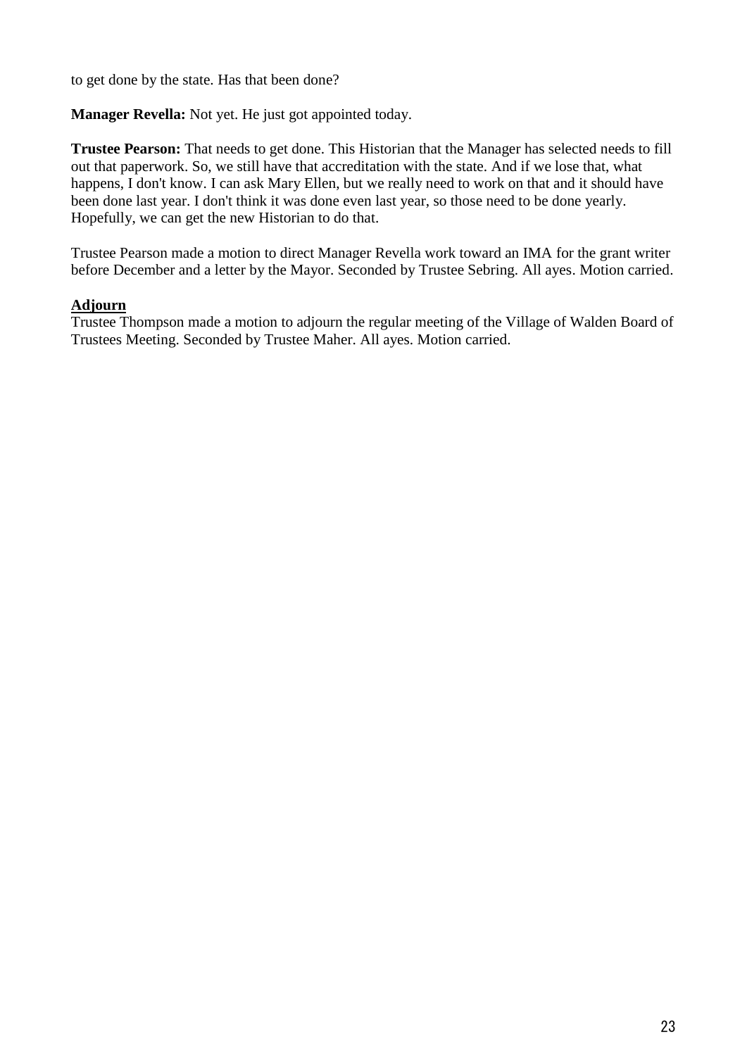to get done by the state. Has that been done?

**Manager Revella:** Not yet. He just got appointed today.

**Trustee Pearson:** That needs to get done. This Historian that the Manager has selected needs to fill out that paperwork. So, we still have that accreditation with the state. And if we lose that, what happens, I don't know. I can ask Mary Ellen, but we really need to work on that and it should have been done last year. I don't think it was done even last year, so those need to be done yearly. Hopefully, we can get the new Historian to do that.

Trustee Pearson made a motion to direct Manager Revella work toward an IMA for the grant writer before December and a letter by the Mayor. Seconded by Trustee Sebring. All ayes. Motion carried.

**Adjourn**

Trustee Thompson made a motion to adjourn the regular meeting of the Village of Walden Board of Trustees Meeting. Seconded by Trustee Maher. All ayes. Motion carried.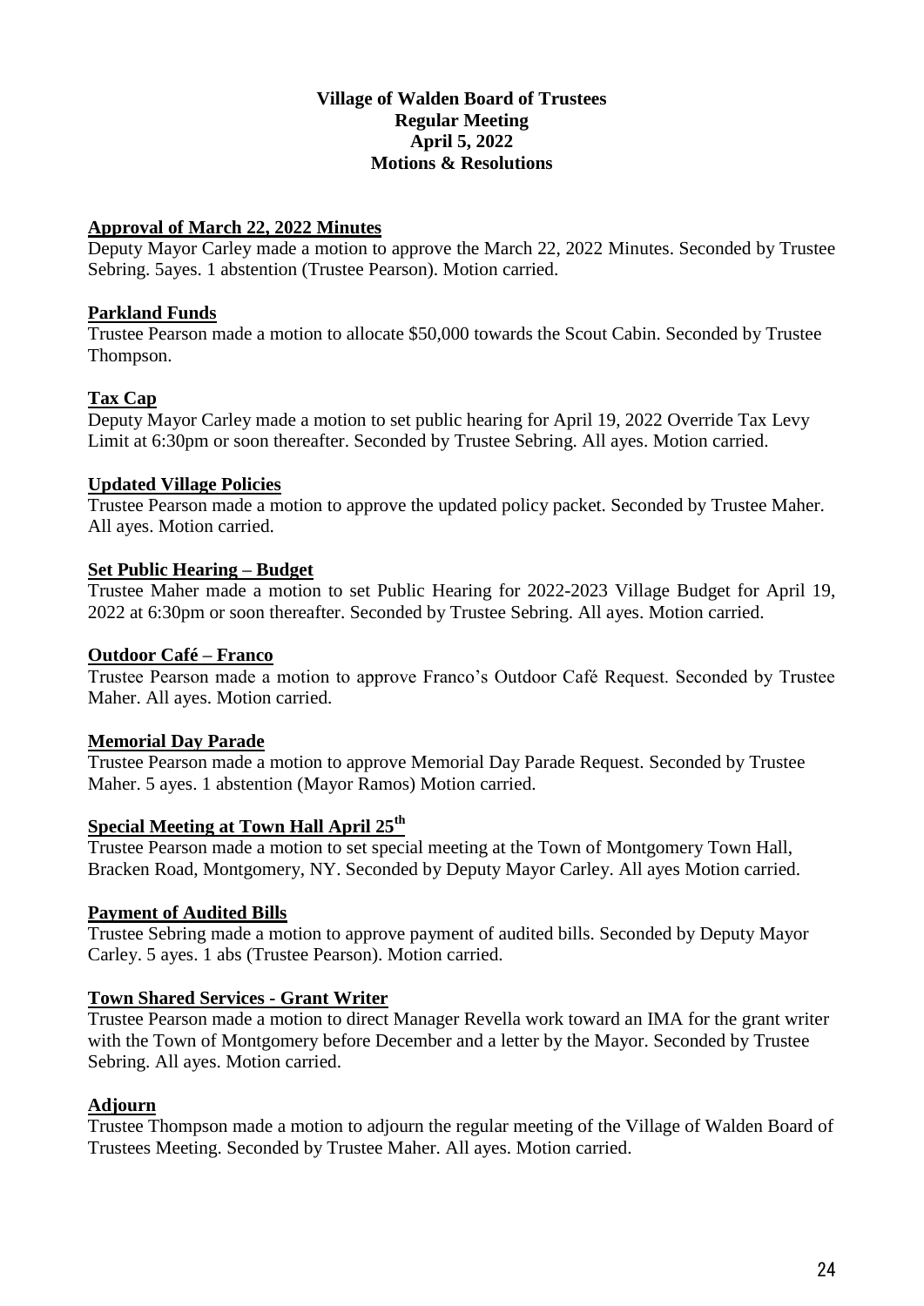**Village of Walden Board of Trustees**
**Regular Meeting**
**April 5, 2022**
**Motions & Resolutions**

**Approval of March 22, 2022 Minutes**
Deputy Mayor Carley made a motion to approve the March 22, 2022 Minutes. Seconded by Trustee Sebring. 5ayes. 1 abstention (Trustee Pearson). Motion carried.

**Parkland Funds**
Trustee Pearson made a motion to allocate $50,000 towards the Scout Cabin. Seconded by Trustee Thompson.

**Tax Cap**
Deputy Mayor Carley made a motion to set public hearing for April 19, 2022 Override Tax Levy Limit at 6:30pm or soon thereafter. Seconded by Trustee Sebring. All ayes. Motion carried.

**Updated Village Policies**
Trustee Pearson made a motion to approve the updated policy packet. Seconded by Trustee Maher. All ayes. Motion carried.

**Set Public Hearing – Budget**
Trustee Maher made a motion to set Public Hearing for 2022-2023 Village Budget for April 19, 2022 at 6:30pm or soon thereafter. Seconded by Trustee Sebring. All ayes. Motion carried.

**Outdoor Café – Franco**
Trustee Pearson made a motion to approve Franco's Outdoor Café Request. Seconded by Trustee Maher. All ayes. Motion carried.

**Memorial Day Parade**
Trustee Pearson made a motion to approve Memorial Day Parade Request. Seconded by Trustee Maher. 5 ayes. 1 abstention (Mayor Ramos) Motion carried.

**Special Meeting at Town Hall April 25th**
Trustee Pearson made a motion to set special meeting at the Town of Montgomery Town Hall, Bracken Road, Montgomery, NY. Seconded by Deputy Mayor Carley. All ayes Motion carried.

**Payment of Audited Bills**
Trustee Sebring made a motion to approve payment of audited bills. Seconded by Deputy Mayor Carley. 5 ayes. 1 abs (Trustee Pearson). Motion carried.

**Town Shared Services - Grant Writer**
Trustee Pearson made a motion to direct Manager Revella work toward an IMA for the grant writer with the Town of Montgomery before December and a letter by the Mayor. Seconded by Trustee Sebring. All ayes. Motion carried.

**Adjourn**
Trustee Thompson made a motion to adjourn the regular meeting of the Village of Walden Board of Trustees Meeting. Seconded by Trustee Maher. All ayes. Motion carried.